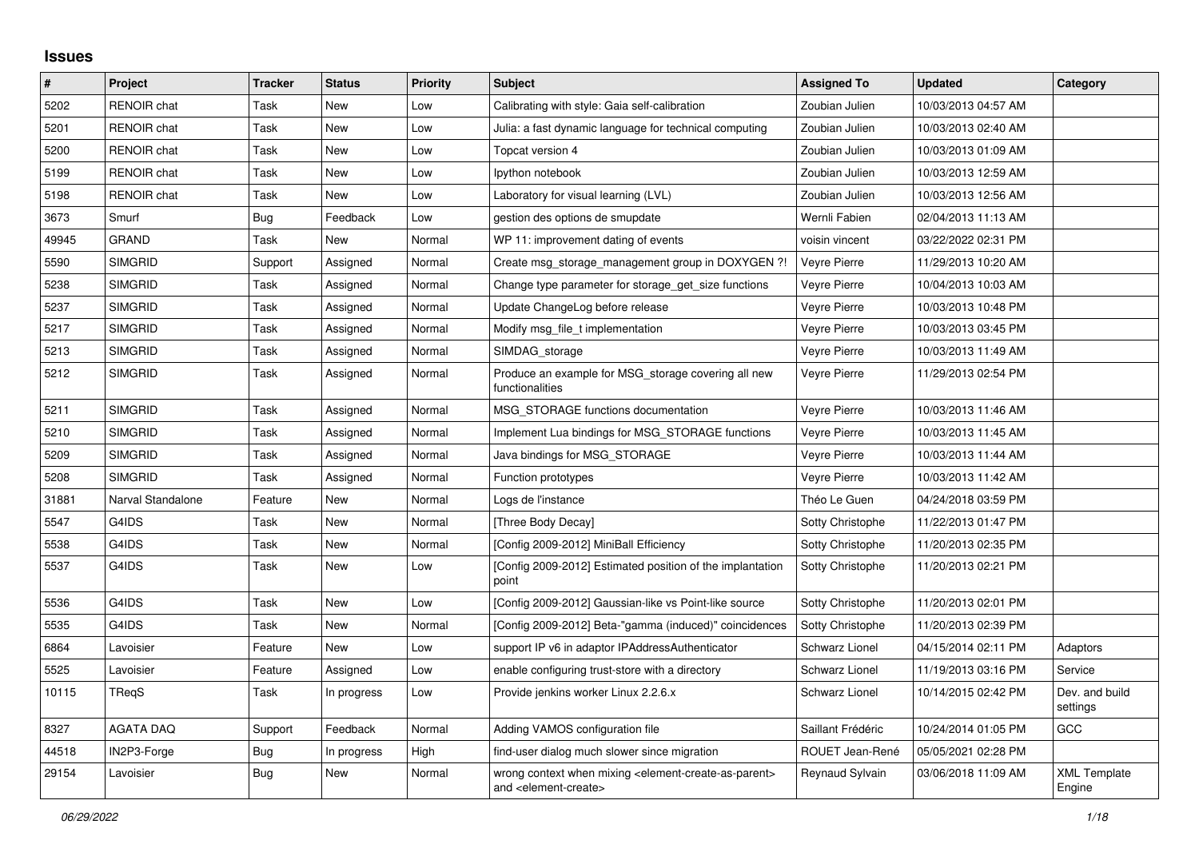# Issues

| # | Project | Tracker | Status | Priority | Subject | Assigned To | Updated | Category |
|---|---|---|---|---|---|---|---|---|
| 5202 | RENOIR chat | Task | New | Low | Calibrating with style: Gaia self-calibration | Zoubian Julien | 10/03/2013 04:57 AM | |
| 5201 | RENOIR chat | Task | New | Low | Julia: a fast dynamic language for technical computing | Zoubian Julien | 10/03/2013 02:40 AM | |
| 5200 | RENOIR chat | Task | New | Low | Topcat version 4 | Zoubian Julien | 10/03/2013 01:09 AM | |
| 5199 | RENOIR chat | Task | New | Low | Ipython notebook | Zoubian Julien | 10/03/2013 12:59 AM | |
| 5198 | RENOIR chat | Task | New | Low | Laboratory for visual learning (LVL) | Zoubian Julien | 10/03/2013 12:56 AM | |
| 3673 | Smurf | Bug | Feedback | Low | gestion des options de smupdate | Wernli Fabien | 02/04/2013 11:13 AM | |
| 49945 | GRAND | Task | New | Normal | WP 11: improvement dating of events | voisin vincent | 03/22/2022 02:31 PM | |
| 5590 | SIMGRID | Support | Assigned | Normal | Create msg_storage_management group in DOXYGEN ?! | Veyre Pierre | 11/29/2013 10:20 AM | |
| 5238 | SIMGRID | Task | Assigned | Normal | Change type parameter for storage_get_size functions | Veyre Pierre | 10/04/2013 10:03 AM | |
| 5237 | SIMGRID | Task | Assigned | Normal | Update ChangeLog before release | Veyre Pierre | 10/03/2013 10:48 PM | |
| 5217 | SIMGRID | Task | Assigned | Normal | Modify msg_file_t implementation | Veyre Pierre | 10/03/2013 03:45 PM | |
| 5213 | SIMGRID | Task | Assigned | Normal | SIMDAG_storage | Veyre Pierre | 10/03/2013 11:49 AM | |
| 5212 | SIMGRID | Task | Assigned | Normal | Produce an example for MSG_storage covering all new functionalities | Veyre Pierre | 11/29/2013 02:54 PM | |
| 5211 | SIMGRID | Task | Assigned | Normal | MSG_STORAGE functions documentation | Veyre Pierre | 10/03/2013 11:46 AM | |
| 5210 | SIMGRID | Task | Assigned | Normal | Implement Lua bindings for MSG_STORAGE functions | Veyre Pierre | 10/03/2013 11:45 AM | |
| 5209 | SIMGRID | Task | Assigned | Normal | Java bindings for MSG_STORAGE | Veyre Pierre | 10/03/2013 11:44 AM | |
| 5208 | SIMGRID | Task | Assigned | Normal | Function prototypes | Veyre Pierre | 10/03/2013 11:42 AM | |
| 31881 | Narval Standalone | Feature | New | Normal | Logs de l'instance | Théo Le Guen | 04/24/2018 03:59 PM | |
| 5547 | G4IDS | Task | New | Normal | [Three Body Decay] | Sotty Christophe | 11/22/2013 01:47 PM | |
| 5538 | G4IDS | Task | New | Normal | [Config 2009-2012] MiniBall Efficiency | Sotty Christophe | 11/20/2013 02:35 PM | |
| 5537 | G4IDS | Task | New | Low | [Config 2009-2012] Estimated position of the implantation point | Sotty Christophe | 11/20/2013 02:21 PM | |
| 5536 | G4IDS | Task | New | Low | [Config 2009-2012] Gaussian-like vs Point-like source | Sotty Christophe | 11/20/2013 02:01 PM | |
| 5535 | G4IDS | Task | New | Normal | [Config 2009-2012] Beta-"gamma (induced)" coincidences | Sotty Christophe | 11/20/2013 02:39 PM | |
| 6864 | Lavoisier | Feature | New | Low | support IP v6 in adaptor IPAddressAuthenticator | Schwarz Lionel | 04/15/2014 02:11 PM | Adaptors |
| 5525 | Lavoisier | Feature | Assigned | Low | enable configuring trust-store with a directory | Schwarz Lionel | 11/19/2013 03:16 PM | Service |
| 10115 | TReqS | Task | In progress | Low | Provide jenkins worker Linux 2.2.6.x | Schwarz Lionel | 10/14/2015 02:42 PM | Dev. and build settings |
| 8327 | AGATA DAQ | Support | Feedback | Normal | Adding VAMOS configuration file | Saillant Frédéric | 10/24/2014 01:05 PM | GCC |
| 44518 | IN2P3-Forge | Bug | In progress | High | find-user dialog much slower since migration | ROUET Jean-René | 05/05/2021 02:28 PM | |
| 29154 | Lavoisier | Bug | New | Normal | wrong context when mixing <element-create-as-parent> and <element-create> | Reynaud Sylvain | 03/06/2018 11:09 AM | XML Template Engine |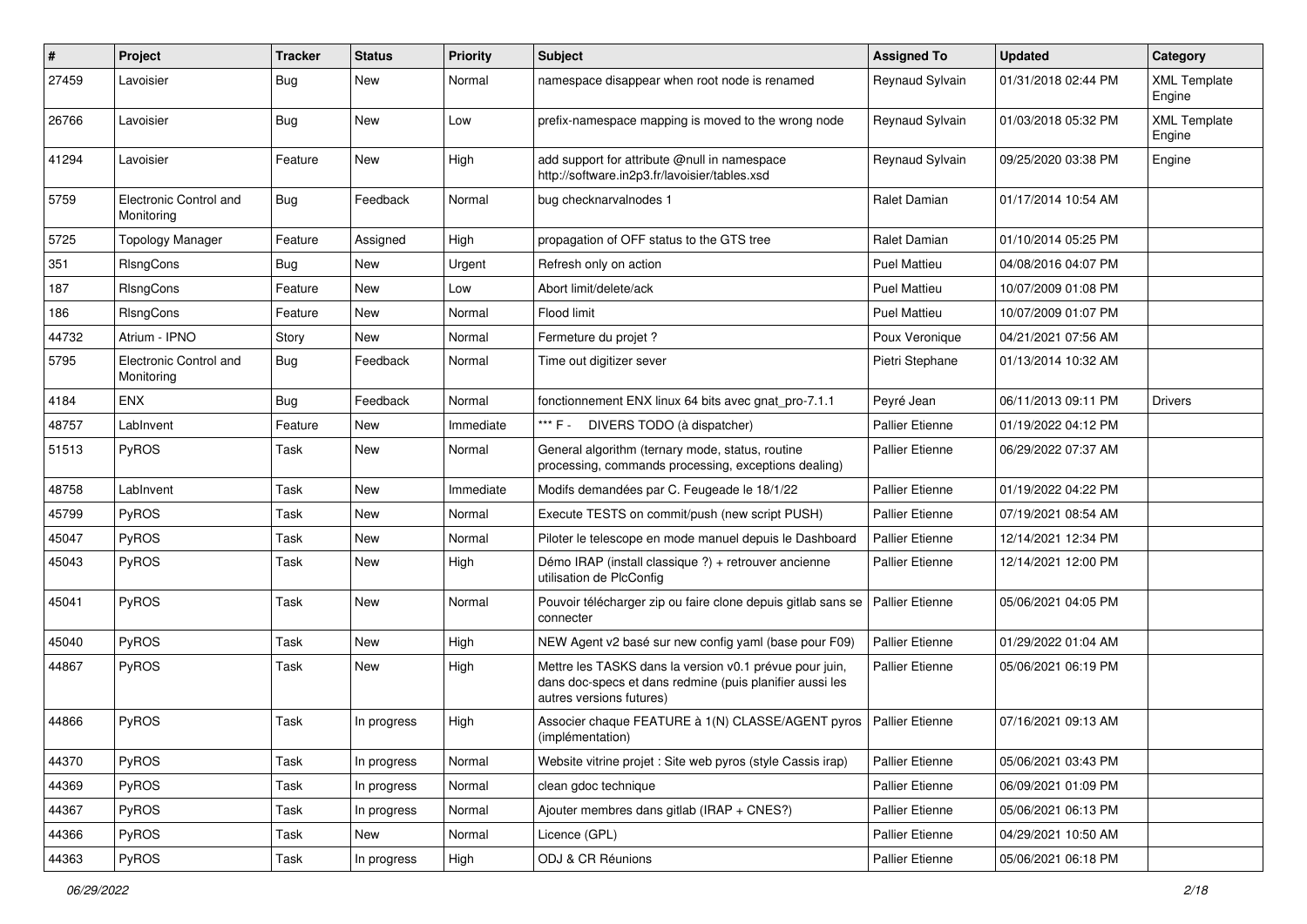| # | Project | Tracker | Status | Priority | Subject | Assigned To | Updated | Category |
|---|---|---|---|---|---|---|---|---|
| 27459 | Lavoisier | Bug | New | Normal | namespace disappear when root node is renamed | Reynaud Sylvain | 01/31/2018 02:44 PM | XML Template Engine |
| 26766 | Lavoisier | Bug | New | Low | prefix-namespace mapping is moved to the wrong node | Reynaud Sylvain | 01/03/2018 05:32 PM | XML Template Engine |
| 41294 | Lavoisier | Feature | New | High | add support for attribute @null in namespace http://software.in2p3.fr/lavoisier/tables.xsd | Reynaud Sylvain | 09/25/2020 03:38 PM | Engine |
| 5759 | Electronic Control and Monitoring | Bug | Feedback | Normal | bug checknarvalnodes 1 | Ralet Damian | 01/17/2014 10:54 AM | |
| 5725 | Topology Manager | Feature | Assigned | High | propagation of OFF status to the GTS tree | Ralet Damian | 01/10/2014 05:25 PM | |
| 351 | RlsngCons | Bug | New | Urgent | Refresh only on action | Puel Mattieu | 04/08/2016 04:07 PM | |
| 187 | RlsngCons | Feature | New | Low | Abort limit/delete/ack | Puel Mattieu | 10/07/2009 01:08 PM | |
| 186 | RlsngCons | Feature | New | Normal | Flood limit | Puel Mattieu | 10/07/2009 01:07 PM | |
| 44732 | Atrium - IPNO | Story | New | Normal | Fermeture du projet ? | Poux Veronique | 04/21/2021 07:56 AM | |
| 5795 | Electronic Control and Monitoring | Bug | Feedback | Normal | Time out digitizer sever | Pietri Stephane | 01/13/2014 10:32 AM | |
| 4184 | ENX | Bug | Feedback | Normal | fonctionnement ENX linux 64 bits avec gnat_pro-7.1.1 | Peyré Jean | 06/11/2013 09:11 PM | Drivers |
| 48757 | LabInvent | Feature | New | Immediate | *** F - DIVERS TODO (à dispatcher) | Pallier Etienne | 01/19/2022 04:12 PM | |
| 51513 | PyROS | Task | New | Normal | General algorithm (ternary mode, status, routine processing, commands processing, exceptions dealing) | Pallier Etienne | 06/29/2022 07:37 AM | |
| 48758 | LabInvent | Task | New | Immediate | Modifs demandées par C. Feugeade le 18/1/22 | Pallier Etienne | 01/19/2022 04:22 PM | |
| 45799 | PyROS | Task | New | Normal | Execute TESTS on commit/push (new script PUSH) | Pallier Etienne | 07/19/2021 08:54 AM | |
| 45047 | PyROS | Task | New | Normal | Piloter le telescope en mode manuel depuis le Dashboard | Pallier Etienne | 12/14/2021 12:34 PM | |
| 45043 | PyROS | Task | New | High | Démo IRAP (install classique ?) + retrouver ancienne utilisation de PlcConfig | Pallier Etienne | 12/14/2021 12:00 PM | |
| 45041 | PyROS | Task | New | Normal | Pouvoir télécharger zip ou faire clone depuis gitlab sans se connecter | Pallier Etienne | 05/06/2021 04:05 PM | |
| 45040 | PyROS | Task | New | High | NEW Agent v2 basé sur new config yaml (base pour F09) | Pallier Etienne | 01/29/2022 01:04 AM | |
| 44867 | PyROS | Task | New | High | Mettre les TASKS dans la version v0.1 prévue pour juin, dans doc-specs et dans redmine (puis planifier aussi les autres versions futures) | Pallier Etienne | 05/06/2021 06:19 PM | |
| 44866 | PyROS | Task | In progress | High | Associer chaque FEATURE à 1(N) CLASSE/AGENT pyros (implémentation) | Pallier Etienne | 07/16/2021 09:13 AM | |
| 44370 | PyROS | Task | In progress | Normal | Website vitrine projet : Site web pyros (style Cassis irap) | Pallier Etienne | 05/06/2021 03:43 PM | |
| 44369 | PyROS | Task | In progress | Normal | clean gdoc technique | Pallier Etienne | 06/09/2021 01:09 PM | |
| 44367 | PyROS | Task | In progress | Normal | Ajouter membres dans gitlab (IRAP + CNES?) | Pallier Etienne | 05/06/2021 06:13 PM | |
| 44366 | PyROS | Task | New | Normal | Licence (GPL) | Pallier Etienne | 04/29/2021 10:50 AM | |
| 44363 | PyROS | Task | In progress | High | ODJ & CR Réunions | Pallier Etienne | 05/06/2021 06:18 PM | |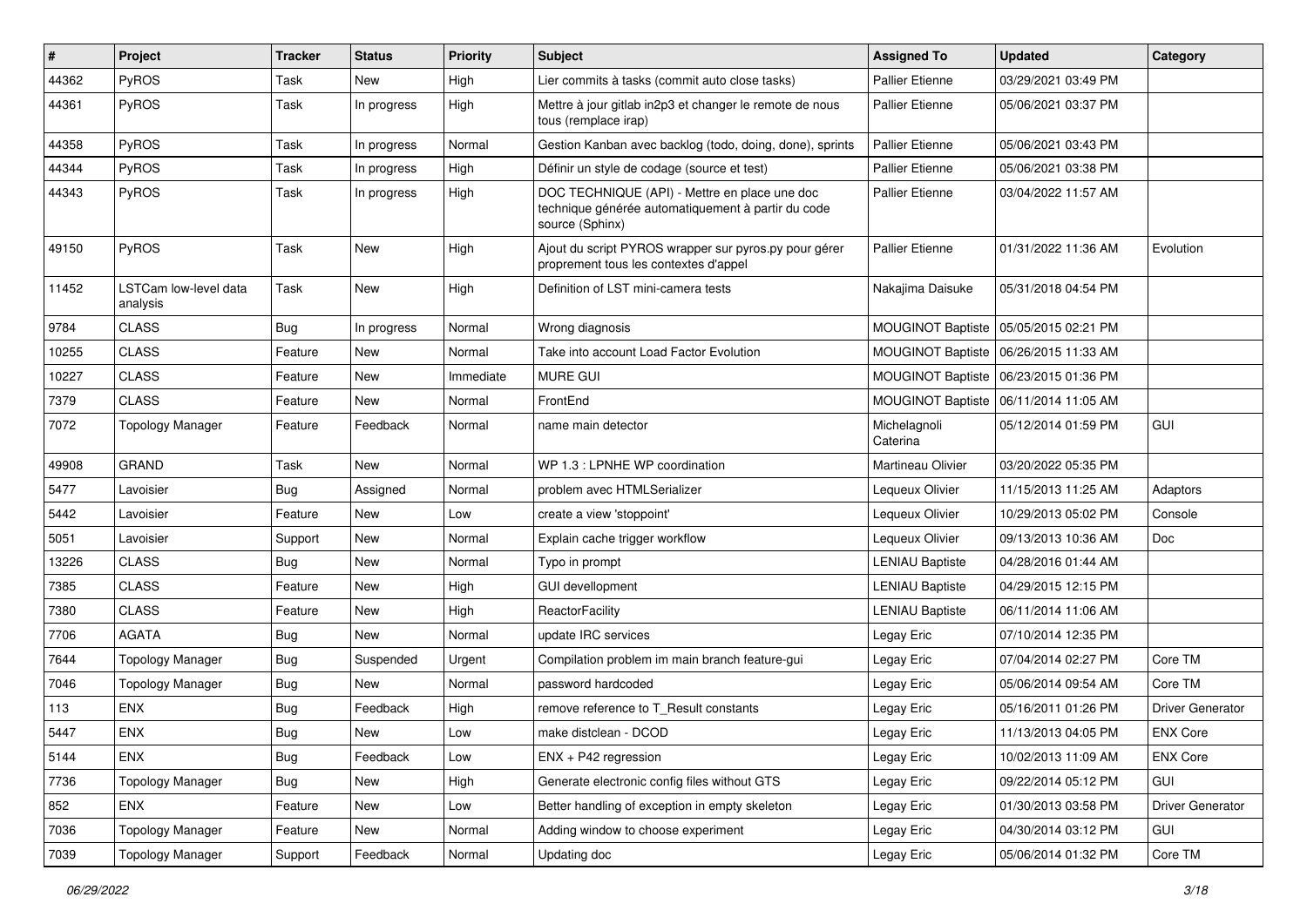| # | Project | Tracker | Status | Priority | Subject | Assigned To | Updated | Category |
|---|---|---|---|---|---|---|---|---|
| 44362 | PyROS | Task | New | High | Lier commits à tasks (commit auto close tasks) | Pallier Etienne | 03/29/2021 03:49 PM | |
| 44361 | PyROS | Task | In progress | High | Mettre à jour gitlab in2p3 et changer le remote de nous tous (remplace irap) | Pallier Etienne | 05/06/2021 03:37 PM | |
| 44358 | PyROS | Task | In progress | Normal | Gestion Kanban avec backlog (todo, doing, done), sprints | Pallier Etienne | 05/06/2021 03:43 PM | |
| 44344 | PyROS | Task | In progress | High | Définir un style de codage (source et test) | Pallier Etienne | 05/06/2021 03:38 PM | |
| 44343 | PyROS | Task | In progress | High | DOC TECHNIQUE (API) - Mettre en place une doc technique générée automatiquement à partir du code source (Sphinx) | Pallier Etienne | 03/04/2022 11:57 AM | |
| 49150 | PyROS | Task | New | High | Ajout du script PYROS wrapper sur pyros.py pour gérer proprement tous les contextes d'appel | Pallier Etienne | 01/31/2022 11:36 AM | Evolution |
| 11452 | LSTCam low-level data analysis | Task | New | High | Definition of LST mini-camera tests | Nakajima Daisuke | 05/31/2018 04:54 PM | |
| 9784 | CLASS | Bug | In progress | Normal | Wrong diagnosis | MOUGINOT Baptiste | 05/05/2015 02:21 PM | |
| 10255 | CLASS | Feature | New | Normal | Take into account Load Factor Evolution | MOUGINOT Baptiste | 06/26/2015 11:33 AM | |
| 10227 | CLASS | Feature | New | Immediate | MURE GUI | MOUGINOT Baptiste | 06/23/2015 01:36 PM | |
| 7379 | CLASS | Feature | New | Normal | FrontEnd | MOUGINOT Baptiste | 06/11/2014 11:05 AM | |
| 7072 | Topology Manager | Feature | Feedback | Normal | name main detector | Michelagnoli Caterina | 05/12/2014 01:59 PM | GUI |
| 49908 | GRAND | Task | New | Normal | WP 1.3 : LPNHE WP coordination | Martineau Olivier | 03/20/2022 05:35 PM | |
| 5477 | Lavoisier | Bug | Assigned | Normal | problem avec HTMLSerializer | Lequeux Olivier | 11/15/2013 11:25 AM | Adaptors |
| 5442 | Lavoisier | Feature | New | Low | create a view 'stoppoint' | Lequeux Olivier | 10/29/2013 05:02 PM | Console |
| 5051 | Lavoisier | Support | New | Normal | Explain cache trigger workflow | Lequeux Olivier | 09/13/2013 10:36 AM | Doc |
| 13226 | CLASS | Bug | New | Normal | Typo in prompt | LENIAU Baptiste | 04/28/2016 01:44 AM | |
| 7385 | CLASS | Feature | New | High | GUI devellopment | LENIAU Baptiste | 04/29/2015 12:15 PM | |
| 7380 | CLASS | Feature | New | High | ReactorFacility | LENIAU Baptiste | 06/11/2014 11:06 AM | |
| 7706 | AGATA | Bug | New | Normal | update IRC services | Legay Eric | 07/10/2014 12:35 PM | |
| 7644 | Topology Manager | Bug | Suspended | Urgent | Compilation problem im main branch feature-gui | Legay Eric | 07/04/2014 02:27 PM | Core TM |
| 7046 | Topology Manager | Bug | New | Normal | password hardcoded | Legay Eric | 05/06/2014 09:54 AM | Core TM |
| 113 | ENX | Bug | Feedback | High | remove reference to T_Result constants | Legay Eric | 05/16/2011 01:26 PM | Driver Generator |
| 5447 | ENX | Bug | New | Low | make distclean - DCOD | Legay Eric | 11/13/2013 04:05 PM | ENX Core |
| 5144 | ENX | Bug | Feedback | Low | ENX + P42 regression | Legay Eric | 10/02/2013 11:09 AM | ENX Core |
| 7736 | Topology Manager | Bug | New | High | Generate electronic config files without GTS | Legay Eric | 09/22/2014 05:12 PM | GUI |
| 852 | ENX | Feature | New | Low | Better handling of exception in empty skeleton | Legay Eric | 01/30/2013 03:58 PM | Driver Generator |
| 7036 | Topology Manager | Feature | New | Normal | Adding window to choose experiment | Legay Eric | 04/30/2014 03:12 PM | GUI |
| 7039 | Topology Manager | Support | Feedback | Normal | Updating doc | Legay Eric | 05/06/2014 01:32 PM | Core TM |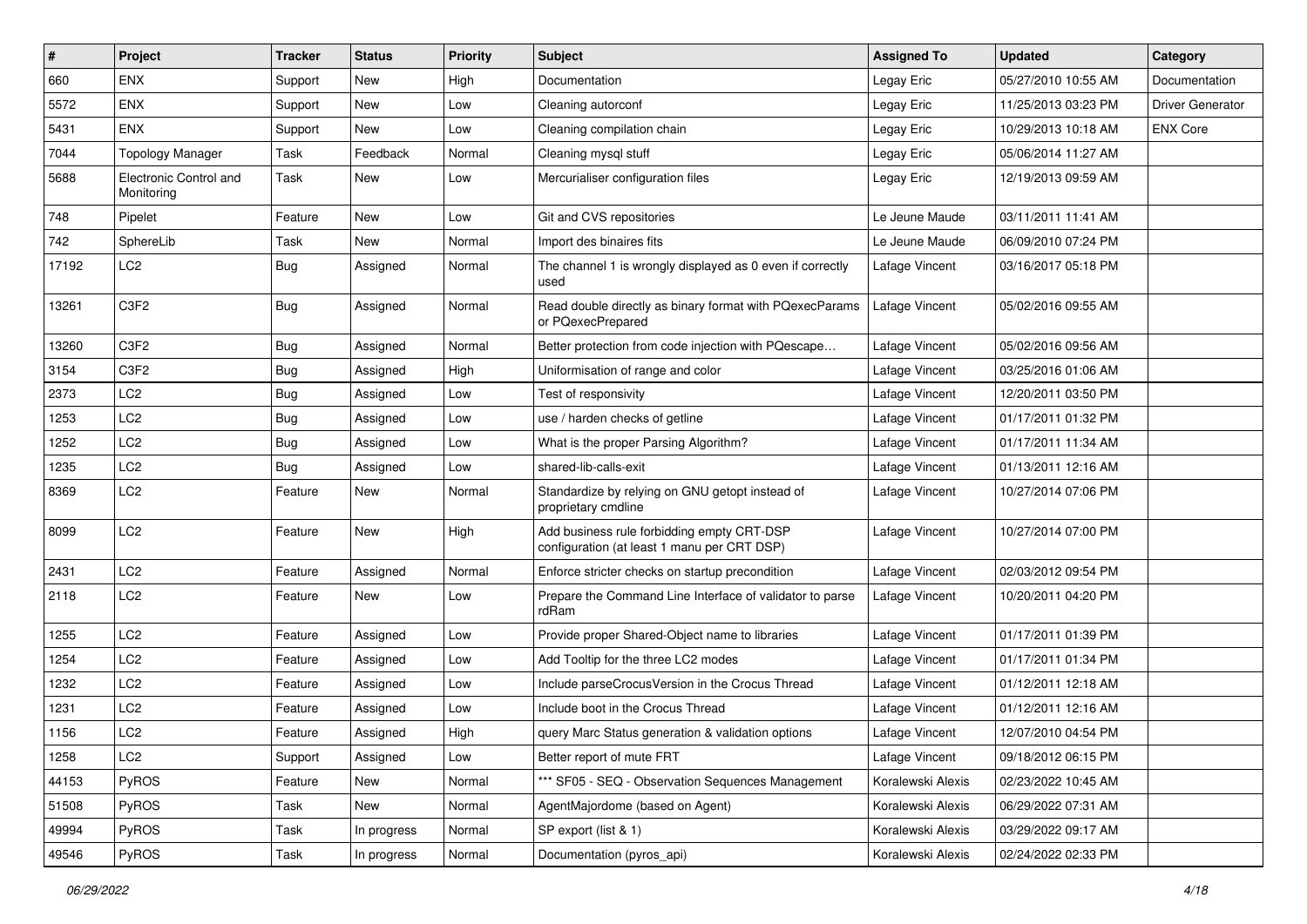| # | Project | Tracker | Status | Priority | Subject | Assigned To | Updated | Category |
|---|---|---|---|---|---|---|---|---|
| 660 | ENX | Support | New | High | Documentation | Legay Eric | 05/27/2010 10:55 AM | Documentation |
| 5572 | ENX | Support | New | Low | Cleaning autorconf | Legay Eric | 11/25/2013 03:23 PM | Driver Generator |
| 5431 | ENX | Support | New | Low | Cleaning compilation chain | Legay Eric | 10/29/2013 10:18 AM | ENX Core |
| 7044 | Topology Manager | Task | Feedback | Normal | Cleaning mysql stuff | Legay Eric | 05/06/2014 11:27 AM | |
| 5688 | Electronic Control and Monitoring | Task | New | Low | Mercurialiser configuration files | Legay Eric | 12/19/2013 09:59 AM | |
| 748 | Pipelet | Feature | New | Low | Git and CVS repositories | Le Jeune Maude | 03/11/2011 11:41 AM | |
| 742 | SphereLib | Task | New | Normal | Import des binaires fits | Le Jeune Maude | 06/09/2010 07:24 PM | |
| 17192 | LC2 | Bug | Assigned | Normal | The channel 1 is wrongly displayed as 0 even if correctly used | Lafage Vincent | 03/16/2017 05:18 PM | |
| 13261 | C3F2 | Bug | Assigned | Normal | Read double directly as binary format with PQexecParams or PQexecPrepared | Lafage Vincent | 05/02/2016 09:55 AM | |
| 13260 | C3F2 | Bug | Assigned | Normal | Better protection from code injection with PQescape… | Lafage Vincent | 05/02/2016 09:56 AM | |
| 3154 | C3F2 | Bug | Assigned | High | Uniformisation of range and color | Lafage Vincent | 03/25/2016 01:06 AM | |
| 2373 | LC2 | Bug | Assigned | Low | Test of responsivity | Lafage Vincent | 12/20/2011 03:50 PM | |
| 1253 | LC2 | Bug | Assigned | Low | use / harden checks of getline | Lafage Vincent | 01/17/2011 01:32 PM | |
| 1252 | LC2 | Bug | Assigned | Low | What is the proper Parsing Algorithm? | Lafage Vincent | 01/17/2011 11:34 AM | |
| 1235 | LC2 | Bug | Assigned | Low | shared-lib-calls-exit | Lafage Vincent | 01/13/2011 12:16 AM | |
| 8369 | LC2 | Feature | New | Normal | Standardize by relying on GNU getopt instead of proprietary cmdline | Lafage Vincent | 10/27/2014 07:06 PM | |
| 8099 | LC2 | Feature | New | High | Add business rule forbidding empty CRT-DSP configuration (at least 1 manu per CRT DSP) | Lafage Vincent | 10/27/2014 07:00 PM | |
| 2431 | LC2 | Feature | Assigned | Normal | Enforce stricter checks on startup precondition | Lafage Vincent | 02/03/2012 09:54 PM | |
| 2118 | LC2 | Feature | New | Low | Prepare the Command Line Interface of validator to parse rdRam | Lafage Vincent | 10/20/2011 04:20 PM | |
| 1255 | LC2 | Feature | Assigned | Low | Provide proper Shared-Object name to libraries | Lafage Vincent | 01/17/2011 01:39 PM | |
| 1254 | LC2 | Feature | Assigned | Low | Add Tooltip for the three LC2 modes | Lafage Vincent | 01/17/2011 01:34 PM | |
| 1232 | LC2 | Feature | Assigned | Low | Include parseCrocusVersion in the Crocus Thread | Lafage Vincent | 01/12/2011 12:18 AM | |
| 1231 | LC2 | Feature | Assigned | Low | Include boot in the Crocus Thread | Lafage Vincent | 01/12/2011 12:16 AM | |
| 1156 | LC2 | Feature | Assigned | High | query Marc Status generation & validation options | Lafage Vincent | 12/07/2010 04:54 PM | |
| 1258 | LC2 | Support | Assigned | Low | Better report of mute FRT | Lafage Vincent | 09/18/2012 06:15 PM | |
| 44153 | PyROS | Feature | New | Normal | *** SF05 - SEQ - Observation Sequences Management | Koralewski Alexis | 02/23/2022 10:45 AM | |
| 51508 | PyROS | Task | New | Normal | AgentMajordome (based on Agent) | Koralewski Alexis | 06/29/2022 07:31 AM | |
| 49994 | PyROS | Task | In progress | Normal | SP export (list & 1) | Koralewski Alexis | 03/29/2022 09:17 AM | |
| 49546 | PyROS | Task | In progress | Normal | Documentation (pyros_api) | Koralewski Alexis | 02/24/2022 02:33 PM | |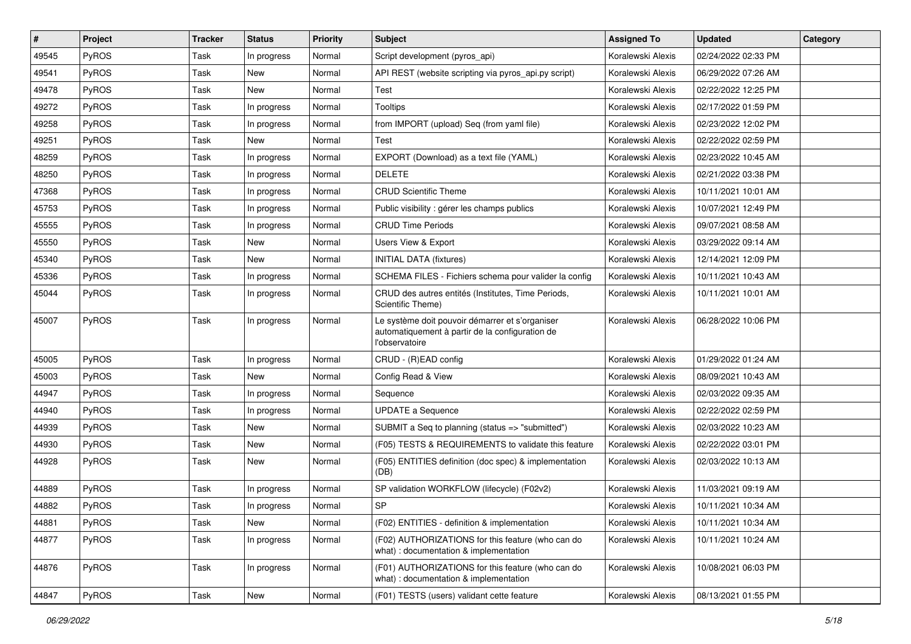| # | Project | Tracker | Status | Priority | Subject | Assigned To | Updated | Category |
|---|---|---|---|---|---|---|---|---|
| 49545 | PyROS | Task | In progress | Normal | Script development (pyros_api) | Koralewski Alexis | 02/24/2022 02:33 PM | |
| 49541 | PyROS | Task | New | Normal | API REST (website scripting via pyros_api.py script) | Koralewski Alexis | 06/29/2022 07:26 AM | |
| 49478 | PyROS | Task | New | Normal | Test | Koralewski Alexis | 02/22/2022 12:25 PM | |
| 49272 | PyROS | Task | In progress | Normal | Tooltips | Koralewski Alexis | 02/17/2022 01:59 PM | |
| 49258 | PyROS | Task | In progress | Normal | from IMPORT (upload) Seq (from yaml file) | Koralewski Alexis | 02/23/2022 12:02 PM | |
| 49251 | PyROS | Task | New | Normal | Test | Koralewski Alexis | 02/22/2022 02:59 PM | |
| 48259 | PyROS | Task | In progress | Normal | EXPORT (Download) as a text file (YAML) | Koralewski Alexis | 02/23/2022 10:45 AM | |
| 48250 | PyROS | Task | In progress | Normal | DELETE | Koralewski Alexis | 02/21/2022 03:38 PM | |
| 47368 | PyROS | Task | In progress | Normal | CRUD Scientific Theme | Koralewski Alexis | 10/11/2021 10:01 AM | |
| 45753 | PyROS | Task | In progress | Normal | Public visibility : gérer les champs publics | Koralewski Alexis | 10/07/2021 12:49 PM | |
| 45555 | PyROS | Task | In progress | Normal | CRUD Time Periods | Koralewski Alexis | 09/07/2021 08:58 AM | |
| 45550 | PyROS | Task | New | Normal | Users View & Export | Koralewski Alexis | 03/29/2022 09:14 AM | |
| 45340 | PyROS | Task | New | Normal | INITIAL DATA (fixtures) | Koralewski Alexis | 12/14/2021 12:09 PM | |
| 45336 | PyROS | Task | In progress | Normal | SCHEMA FILES - Fichiers schema pour valider la config | Koralewski Alexis | 10/11/2021 10:43 AM | |
| 45044 | PyROS | Task | In progress | Normal | CRUD des autres entités (Institutes, Time Periods, Scientific Theme) | Koralewski Alexis | 10/11/2021 10:01 AM | |
| 45007 | PyROS | Task | In progress | Normal | Le système doit pouvoir démarrer et s'organiser automatiquement à partir de la configuration de l'observatoire | Koralewski Alexis | 06/28/2022 10:06 PM | |
| 45005 | PyROS | Task | In progress | Normal | CRUD - (R)EAD config | Koralewski Alexis | 01/29/2022 01:24 AM | |
| 45003 | PyROS | Task | New | Normal | Config Read & View | Koralewski Alexis | 08/09/2021 10:43 AM | |
| 44947 | PyROS | Task | In progress | Normal | Sequence | Koralewski Alexis | 02/03/2022 09:35 AM | |
| 44940 | PyROS | Task | In progress | Normal | UPDATE a Sequence | Koralewski Alexis | 02/22/2022 02:59 PM | |
| 44939 | PyROS | Task | New | Normal | SUBMIT a Seq to planning (status => "submitted") | Koralewski Alexis | 02/03/2022 10:23 AM | |
| 44930 | PyROS | Task | New | Normal | (F05) TESTS & REQUIREMENTS to validate this feature | Koralewski Alexis | 02/22/2022 03:01 PM | |
| 44928 | PyROS | Task | New | Normal | (F05) ENTITIES definition (doc spec) & implementation (DB) | Koralewski Alexis | 02/03/2022 10:13 AM | |
| 44889 | PyROS | Task | In progress | Normal | SP validation WORKFLOW (lifecycle) (F02v2) | Koralewski Alexis | 11/03/2021 09:19 AM | |
| 44882 | PyROS | Task | In progress | Normal | SP | Koralewski Alexis | 10/11/2021 10:34 AM | |
| 44881 | PyROS | Task | New | Normal | (F02) ENTITIES - definition & implementation | Koralewski Alexis | 10/11/2021 10:34 AM | |
| 44877 | PyROS | Task | In progress | Normal | (F02) AUTHORIZATIONS for this feature (who can do what) : documentation & implementation | Koralewski Alexis | 10/11/2021 10:24 AM | |
| 44876 | PyROS | Task | In progress | Normal | (F01) AUTHORIZATIONS for this feature (who can do what) : documentation & implementation | Koralewski Alexis | 10/08/2021 06:03 PM | |
| 44847 | PyROS | Task | New | Normal | (F01) TESTS (users) validant cette feature | Koralewski Alexis | 08/13/2021 01:55 PM | |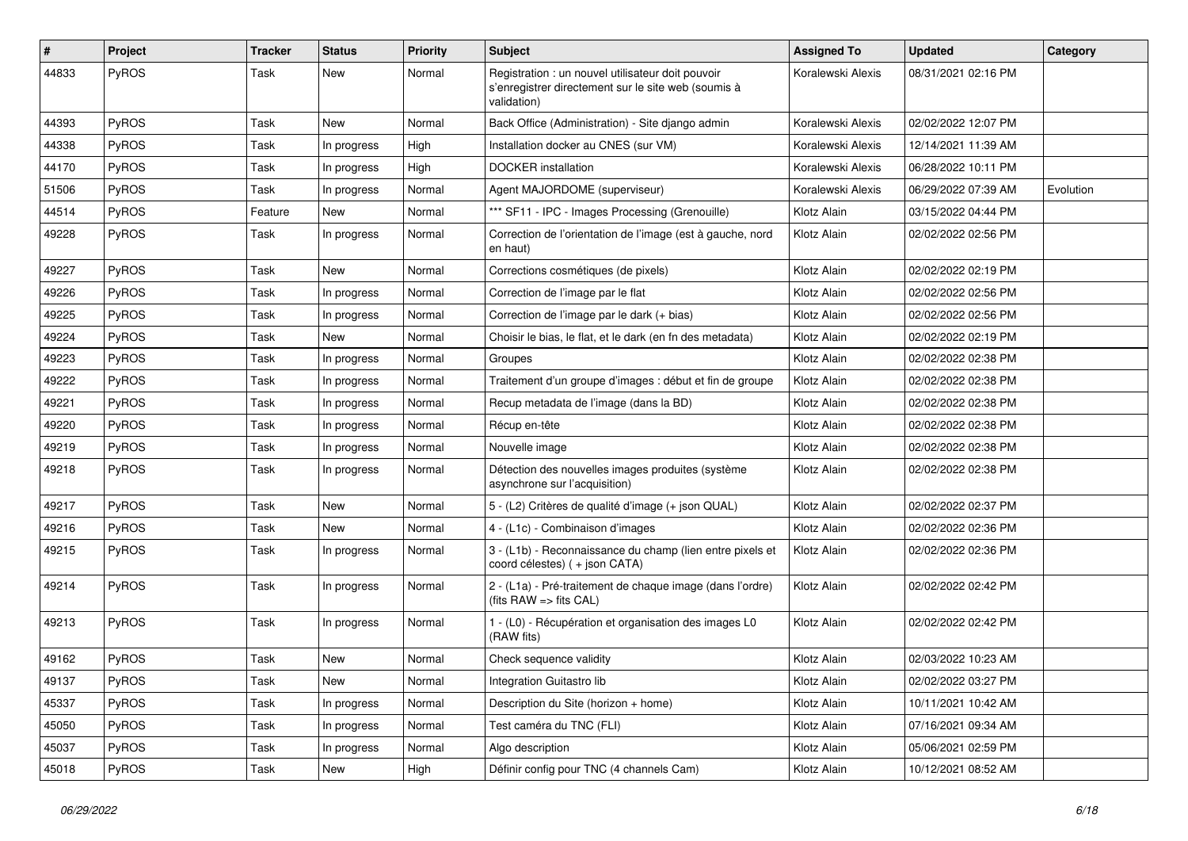| # | Project | Tracker | Status | Priority | Subject | Assigned To | Updated | Category |
|---|---|---|---|---|---|---|---|---|
| 44833 | PyROS | Task | New | Normal | Registration : un nouvel utilisateur doit pouvoir s'enregistrer directement sur le site web (soumis à validation) | Koralewski Alexis | 08/31/2021 02:16 PM | |
| 44393 | PyROS | Task | New | Normal | Back Office (Administration) - Site django admin | Koralewski Alexis | 02/02/2022 12:07 PM | |
| 44338 | PyROS | Task | In progress | High | Installation docker au CNES (sur VM) | Koralewski Alexis | 12/14/2021 11:39 AM | |
| 44170 | PyROS | Task | In progress | High | DOCKER installation | Koralewski Alexis | 06/28/2022 10:11 PM | |
| 51506 | PyROS | Task | In progress | Normal | Agent MAJORDOME (superviseur) | Koralewski Alexis | 06/29/2022 07:39 AM | Evolution |
| 44514 | PyROS | Feature | New | Normal | *** SF11 - IPC - Images Processing (Grenouille) | Klotz Alain | 03/15/2022 04:44 PM | |
| 49228 | PyROS | Task | In progress | Normal | Correction de l'orientation de l'image (est à gauche, nord en haut) | Klotz Alain | 02/02/2022 02:56 PM | |
| 49227 | PyROS | Task | New | Normal | Corrections cosmétiques (de pixels) | Klotz Alain | 02/02/2022 02:19 PM | |
| 49226 | PyROS | Task | In progress | Normal | Correction de l'image par le flat | Klotz Alain | 02/02/2022 02:56 PM | |
| 49225 | PyROS | Task | In progress | Normal | Correction de l'image par le dark (+ bias) | Klotz Alain | 02/02/2022 02:56 PM | |
| 49224 | PyROS | Task | New | Normal | Choisir le bias, le flat, et le dark (en fn des metadata) | Klotz Alain | 02/02/2022 02:19 PM | |
| 49223 | PyROS | Task | In progress | Normal | Groupes | Klotz Alain | 02/02/2022 02:38 PM | |
| 49222 | PyROS | Task | In progress | Normal | Traitement d'un groupe d'images : début et fin de groupe | Klotz Alain | 02/02/2022 02:38 PM | |
| 49221 | PyROS | Task | In progress | Normal | Recup metadata de l'image (dans la BD) | Klotz Alain | 02/02/2022 02:38 PM | |
| 49220 | PyROS | Task | In progress | Normal | Récup en-tête | Klotz Alain | 02/02/2022 02:38 PM | |
| 49219 | PyROS | Task | In progress | Normal | Nouvelle image | Klotz Alain | 02/02/2022 02:38 PM | |
| 49218 | PyROS | Task | In progress | Normal | Détection des nouvelles images produites (système asynchrone sur l'acquisition) | Klotz Alain | 02/02/2022 02:38 PM | |
| 49217 | PyROS | Task | New | Normal | 5 - (L2) Critères de qualité d'image (+ json QUAL) | Klotz Alain | 02/02/2022 02:37 PM | |
| 49216 | PyROS | Task | New | Normal | 4 - (L1c) - Combinaison d'images | Klotz Alain | 02/02/2022 02:36 PM | |
| 49215 | PyROS | Task | In progress | Normal | 3 - (L1b) - Reconnaissance du champ (lien entre pixels et coord célestes) ( + json CATA) | Klotz Alain | 02/02/2022 02:36 PM | |
| 49214 | PyROS | Task | In progress | Normal | 2 - (L1a) - Pré-traitement de chaque image (dans l'ordre) (fits RAW => fits CAL) | Klotz Alain | 02/02/2022 02:42 PM | |
| 49213 | PyROS | Task | In progress | Normal | 1 - (L0) - Récupération et organisation des images L0 (RAW fits) | Klotz Alain | 02/02/2022 02:42 PM | |
| 49162 | PyROS | Task | New | Normal | Check sequence validity | Klotz Alain | 02/03/2022 10:23 AM | |
| 49137 | PyROS | Task | New | Normal | Integration Guitastro lib | Klotz Alain | 02/02/2022 03:27 PM | |
| 45337 | PyROS | Task | In progress | Normal | Description du Site (horizon + home) | Klotz Alain | 10/11/2021 10:42 AM | |
| 45050 | PyROS | Task | In progress | Normal | Test caméra du TNC (FLI) | Klotz Alain | 07/16/2021 09:34 AM | |
| 45037 | PyROS | Task | In progress | Normal | Algo description | Klotz Alain | 05/06/2021 02:59 PM | |
| 45018 | PyROS | Task | New | High | Définir config pour TNC (4 channels Cam) | Klotz Alain | 10/12/2021 08:52 AM | |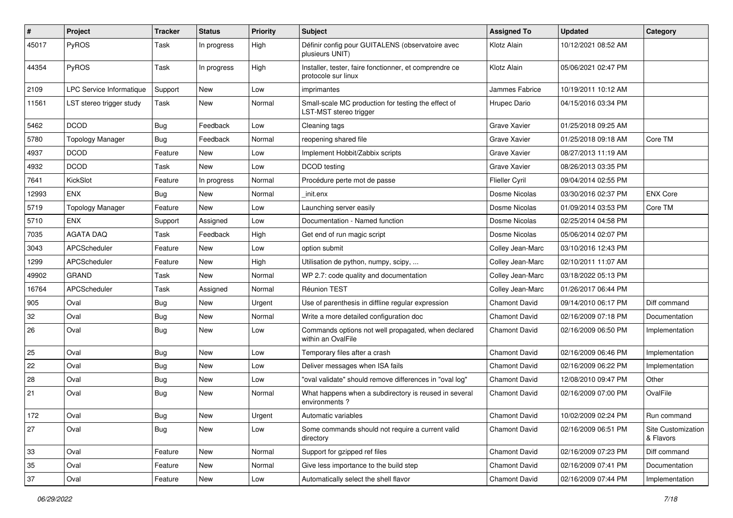| # | Project | Tracker | Status | Priority | Subject | Assigned To | Updated | Category |
|---|---|---|---|---|---|---|---|---|
| 45017 | PyROS | Task | In progress | High | Définir config pour GUITALENS (observatoire avec plusieurs UNIT) | Klotz Alain | 10/12/2021 08:52 AM | |
| 44354 | PyROS | Task | In progress | High | Installer, tester, faire fonctionner, et comprendre ce protocole sur linux | Klotz Alain | 05/06/2021 02:47 PM | |
| 2109 | LPC Service Informatique | Support | New | Low | imprimantes | Jammes Fabrice | 10/19/2011 10:12 AM | |
| 11561 | LST stereo trigger study | Task | New | Normal | Small-scale MC production for testing the effect of LST-MST stereo trigger | Hrupec Dario | 04/15/2016 03:34 PM | |
| 5462 | DCOD | Bug | Feedback | Low | Cleaning tags | Grave Xavier | 01/25/2018 09:25 AM | |
| 5780 | Topology Manager | Bug | Feedback | Normal | reopening shared file | Grave Xavier | 01/25/2018 09:18 AM | Core TM |
| 4937 | DCOD | Feature | New | Low | Implement Hobbit/Zabbix scripts | Grave Xavier | 08/27/2013 11:19 AM | |
| 4932 | DCOD | Task | New | Low | DCOD testing | Grave Xavier | 08/26/2013 03:35 PM | |
| 7641 | KickSlot | Feature | In progress | Normal | Procédure perte mot de passe | Flieller Cyril | 09/04/2014 02:55 PM | |
| 12993 | ENX | Bug | New | Normal | _init.enx | Dosme Nicolas | 03/30/2016 02:37 PM | ENX Core |
| 5719 | Topology Manager | Feature | New | Low | Launching server easily | Dosme Nicolas | 01/09/2014 03:53 PM | Core TM |
| 5710 | ENX | Support | Assigned | Low | Documentation - Named function | Dosme Nicolas | 02/25/2014 04:58 PM | |
| 7035 | AGATA DAQ | Task | Feedback | High | Get end of run magic script | Dosme Nicolas | 05/06/2014 02:07 PM | |
| 3043 | APCScheduler | Feature | New | Low | option submit | Colley Jean-Marc | 03/10/2016 12:43 PM | |
| 1299 | APCScheduler | Feature | New | High | Utilisation de python, numpy, scipy, ... | Colley Jean-Marc | 02/10/2011 11:07 AM | |
| 49902 | GRAND | Task | New | Normal | WP 2.7: code quality and documentation | Colley Jean-Marc | 03/18/2022 05:13 PM | |
| 16764 | APCScheduler | Task | Assigned | Normal | Réunion TEST | Colley Jean-Marc | 01/26/2017 06:44 PM | |
| 905 | Oval | Bug | New | Urgent | Use of parenthesis in diffline regular expression | Chamont David | 09/14/2010 06:17 PM | Diff command |
| 32 | Oval | Bug | New | Normal | Write a more detailed configuration doc | Chamont David | 02/16/2009 07:18 PM | Documentation |
| 26 | Oval | Bug | New | Low | Commands options not well propagated, when declared within an OvalFile | Chamont David | 02/16/2009 06:50 PM | Implementation |
| 25 | Oval | Bug | New | Low | Temporary files after a crash | Chamont David | 02/16/2009 06:46 PM | Implementation |
| 22 | Oval | Bug | New | Low | Deliver messages when ISA fails | Chamont David | 02/16/2009 06:22 PM | Implementation |
| 28 | Oval | Bug | New | Low | "oval validate" should remove differences in "oval log" | Chamont David | 12/08/2010 09:47 PM | Other |
| 21 | Oval | Bug | New | Normal | What happens when a subdirectory is reused in several environments ? | Chamont David | 02/16/2009 07:00 PM | OvalFile |
| 172 | Oval | Bug | New | Urgent | Automatic variables | Chamont David | 10/02/2009 02:24 PM | Run command |
| 27 | Oval | Bug | New | Low | Some commands should not require a current valid directory | Chamont David | 02/16/2009 06:51 PM | Site Customization & Flavors |
| 33 | Oval | Feature | New | Normal | Support for gzipped ref files | Chamont David | 02/16/2009 07:23 PM | Diff command |
| 35 | Oval | Feature | New | Normal | Give less importance to the build step | Chamont David | 02/16/2009 07:41 PM | Documentation |
| 37 | Oval | Feature | New | Low | Automatically select the shell flavor | Chamont David | 02/16/2009 07:44 PM | Implementation |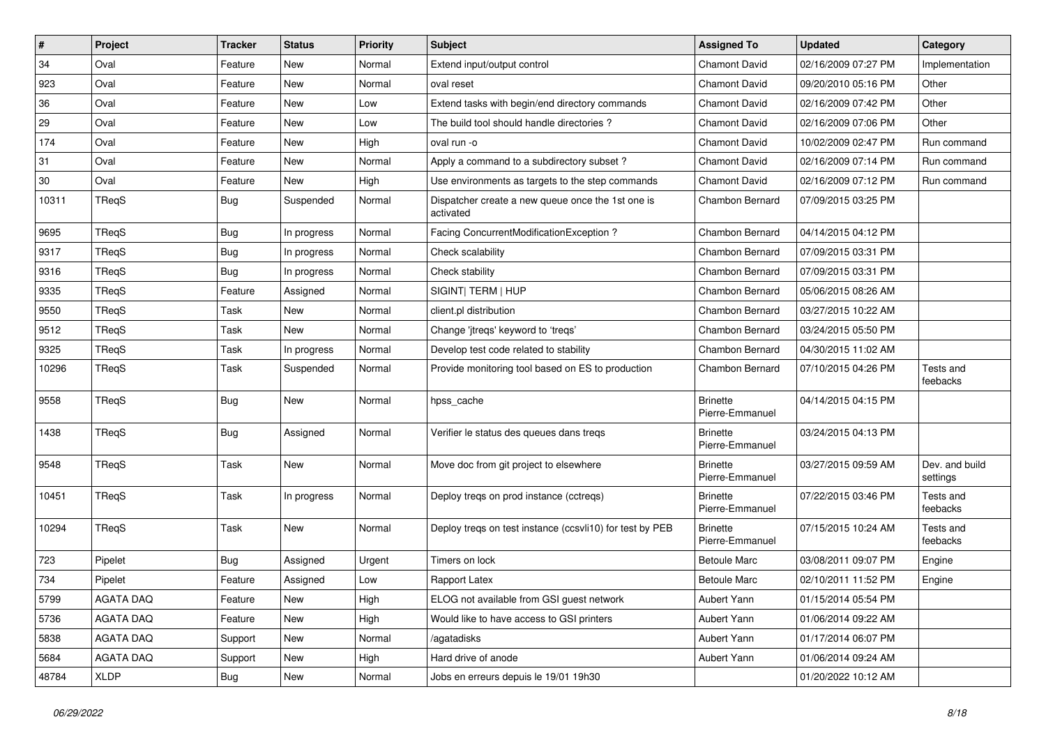| # | Project | Tracker | Status | Priority | Subject | Assigned To | Updated | Category |
|---|---|---|---|---|---|---|---|---|
| 34 | Oval | Feature | New | Normal | Extend input/output control | Chamont David | 02/16/2009 07:27 PM | Implementation |
| 923 | Oval | Feature | New | Normal | oval reset | Chamont David | 09/20/2010 05:16 PM | Other |
| 36 | Oval | Feature | New | Low | Extend tasks with begin/end directory commands | Chamont David | 02/16/2009 07:42 PM | Other |
| 29 | Oval | Feature | New | Low | The build tool should handle directories ? | Chamont David | 02/16/2009 07:06 PM | Other |
| 174 | Oval | Feature | New | High | oval run -o | Chamont David | 10/02/2009 02:47 PM | Run command |
| 31 | Oval | Feature | New | Normal | Apply a command to a subdirectory subset ? | Chamont David | 02/16/2009 07:14 PM | Run command |
| 30 | Oval | Feature | New | High | Use environments as targets to the step commands | Chamont David | 02/16/2009 07:12 PM | Run command |
| 10311 | TReqS | Bug | Suspended | Normal | Dispatcher create a new queue once the 1st one is activated | Chambon Bernard | 07/09/2015 03:25 PM | |
| 9695 | TReqS | Bug | In progress | Normal | Facing ConcurrentModificationException ? | Chambon Bernard | 04/14/2015 04:12 PM | |
| 9317 | TReqS | Bug | In progress | Normal | Check scalability | Chambon Bernard | 07/09/2015 03:31 PM | |
| 9316 | TReqS | Bug | In progress | Normal | Check stability | Chambon Bernard | 07/09/2015 03:31 PM | |
| 9335 | TReqS | Feature | Assigned | Normal | SIGINT\| TERM \| HUP | Chambon Bernard | 05/06/2015 08:26 AM | |
| 9550 | TReqS | Task | New | Normal | client.pl distribution | Chambon Bernard | 03/27/2015 10:22 AM | |
| 9512 | TReqS | Task | New | Normal | Change 'jtreqs' keyword to 'treqs' | Chambon Bernard | 03/24/2015 05:50 PM | |
| 9325 | TReqS | Task | In progress | Normal | Develop test code related to stability | Chambon Bernard | 04/30/2015 11:02 AM | |
| 10296 | TReqS | Task | Suspended | Normal | Provide monitoring tool based on ES to production | Chambon Bernard | 07/10/2015 04:26 PM | Tests and feebacks |
| 9558 | TReqS | Bug | New | Normal | hpss_cache | Brinette Pierre-Emmanuel | 04/14/2015 04:15 PM | |
| 1438 | TReqS | Bug | Assigned | Normal | Verifier le status des queues dans treqs | Brinette Pierre-Emmanuel | 03/24/2015 04:13 PM | |
| 9548 | TReqS | Task | New | Normal | Move doc from git project to elsewhere | Brinette Pierre-Emmanuel | 03/27/2015 09:59 AM | Dev. and build settings |
| 10451 | TReqS | Task | In progress | Normal | Deploy treqs on prod instance (cctreqs) | Brinette Pierre-Emmanuel | 07/22/2015 03:46 PM | Tests and feebacks |
| 10294 | TReqS | Task | New | Normal | Deploy treqs on test instance (ccsvli10) for test by PEB | Brinette Pierre-Emmanuel | 07/15/2015 10:24 AM | Tests and feebacks |
| 723 | Pipelet | Bug | Assigned | Urgent | Timers on lock | Betoule Marc | 03/08/2011 09:07 PM | Engine |
| 734 | Pipelet | Feature | Assigned | Low | Rapport Latex | Betoule Marc | 02/10/2011 11:52 PM | Engine |
| 5799 | AGATA DAQ | Feature | New | High | ELOG not available from GSI guest network | Aubert Yann | 01/15/2014 05:54 PM | |
| 5736 | AGATA DAQ | Feature | New | High | Would like to have access to GSI printers | Aubert Yann | 01/06/2014 09:22 AM | |
| 5838 | AGATA DAQ | Support | New | Normal | /agatadisks | Aubert Yann | 01/17/2014 06:07 PM | |
| 5684 | AGATA DAQ | Support | New | High | Hard drive of anode | Aubert Yann | 01/06/2014 09:24 AM | |
| 48784 | XLDP | Bug | New | Normal | Jobs en erreurs depuis le 19/01 19h30 | | 01/20/2022 10:12 AM | |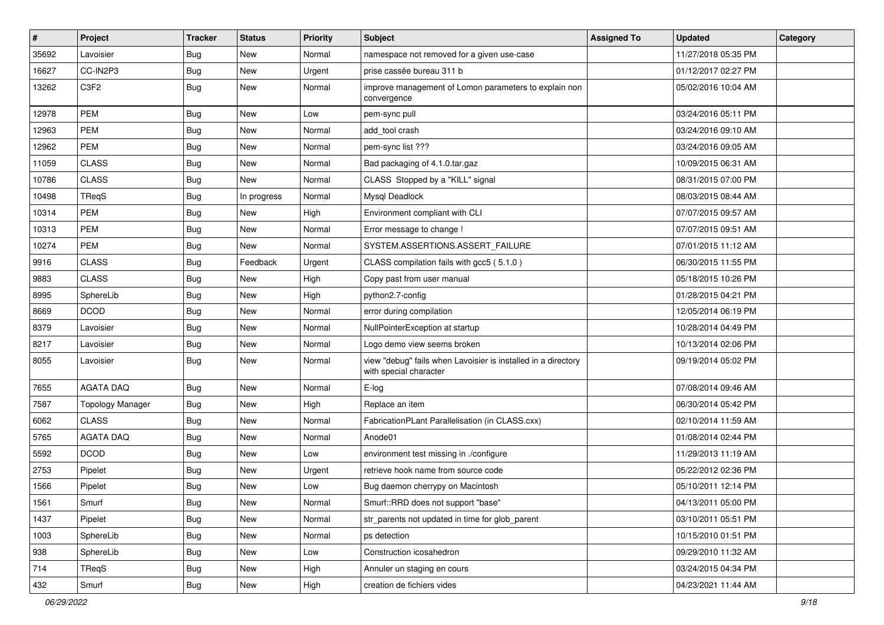| # | Project | Tracker | Status | Priority | Subject | Assigned To | Updated | Category |
|---|---|---|---|---|---|---|---|---|
| 35692 | Lavoisier | Bug | New | Normal | namespace not removed for a given use-case | | 11/27/2018 05:35 PM | |
| 16627 | CC-IN2P3 | Bug | New | Urgent | prise cassée bureau 311 b | | 01/12/2017 02:27 PM | |
| 13262 | C3F2 | Bug | New | Normal | improve management of Lomon parameters to explain non convergence | | 05/02/2016 10:04 AM | |
| 12978 | PEM | Bug | New | Low | pem-sync pull | | 03/24/2016 05:11 PM | |
| 12963 | PEM | Bug | New | Normal | add_tool crash | | 03/24/2016 09:10 AM | |
| 12962 | PEM | Bug | New | Normal | pem-sync list ??? | | 03/24/2016 09:05 AM | |
| 11059 | CLASS | Bug | New | Normal | Bad packaging of 4.1.0.tar.gaz | | 10/09/2015 06:31 AM | |
| 10786 | CLASS | Bug | New | Normal | CLASS Stopped by a "KILL" signal | | 08/31/2015 07:00 PM | |
| 10498 | TReqS | Bug | In progress | Normal | Mysql Deadlock | | 08/03/2015 08:44 AM | |
| 10314 | PEM | Bug | New | High | Environment compliant with CLI | | 07/07/2015 09:57 AM | |
| 10313 | PEM | Bug | New | Normal | Error message to change ! | | 07/07/2015 09:51 AM | |
| 10274 | PEM | Bug | New | Normal | SYSTEM.ASSERTIONS.ASSERT_FAILURE | | 07/01/2015 11:12 AM | |
| 9916 | CLASS | Bug | Feedback | Urgent | CLASS compilation fails with gcc5 ( 5.1.0 ) | | 06/30/2015 11:55 PM | |
| 9883 | CLASS | Bug | New | High | Copy past from user manual | | 05/18/2015 10:26 PM | |
| 8995 | SphereLib | Bug | New | High | python2.7-config | | 01/28/2015 04:21 PM | |
| 8669 | DCOD | Bug | New | Normal | error during compilation | | 12/05/2014 06:19 PM | |
| 8379 | Lavoisier | Bug | New | Normal | NullPointerException at startup | | 10/28/2014 04:49 PM | |
| 8217 | Lavoisier | Bug | New | Normal | Logo demo view seems broken | | 10/13/2014 02:06 PM | |
| 8055 | Lavoisier | Bug | New | Normal | view "debug" fails when Lavoisier is installed in a directory with special character | | 09/19/2014 05:02 PM | |
| 7655 | AGATA DAQ | Bug | New | Normal | E-log | | 07/08/2014 09:46 AM | |
| 7587 | Topology Manager | Bug | New | High | Replace an item | | 06/30/2014 05:42 PM | |
| 6062 | CLASS | Bug | New | Normal | FabricationPLant Parallelisation (in CLASS.cxx) | | 02/10/2014 11:59 AM | |
| 5765 | AGATA DAQ | Bug | New | Normal | Anode01 | | 01/08/2014 02:44 PM | |
| 5592 | DCOD | Bug | New | Low | environment test missing in ./configure | | 11/29/2013 11:19 AM | |
| 2753 | Pipelet | Bug | New | Urgent | retrieve hook name from source code | | 05/22/2012 02:36 PM | |
| 1566 | Pipelet | Bug | New | Low | Bug daemon cherrypy on Macintosh | | 05/10/2011 12:14 PM | |
| 1561 | Smurf | Bug | New | Normal | Smurf::RRD does not support "base" | | 04/13/2011 05:00 PM | |
| 1437 | Pipelet | Bug | New | Normal | str_parents not updated in time for glob_parent | | 03/10/2011 05:51 PM | |
| 1003 | SphereLib | Bug | New | Normal | ps detection | | 10/15/2010 01:51 PM | |
| 938 | SphereLib | Bug | New | Low | Construction icosahedron | | 09/29/2010 11:32 AM | |
| 714 | TReqS | Bug | New | High | Annuler un staging en cours | | 03/24/2015 04:34 PM | |
| 432 | Smurf | Bug | New | High | creation de fichiers vides | | 04/23/2021 11:44 AM | |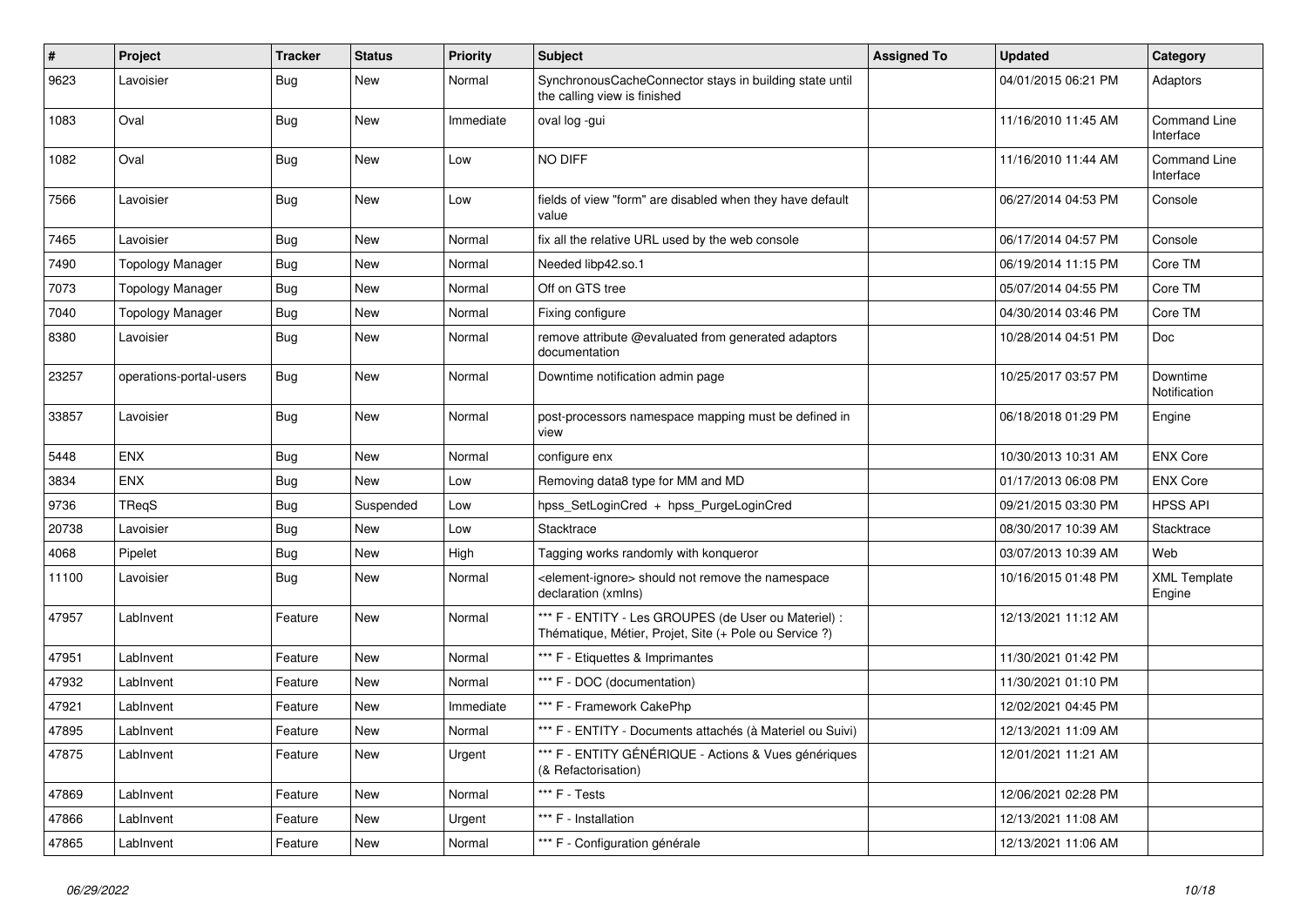| # | Project | Tracker | Status | Priority | Subject | Assigned To | Updated | Category |
|---|---|---|---|---|---|---|---|---|
| 9623 | Lavoisier | Bug | New | Normal | SynchronousCacheConnector stays in building state until the calling view is finished | | 04/01/2015 06:21 PM | Adaptors |
| 1083 | Oval | Bug | New | Immediate | oval log -gui | | 11/16/2010 11:45 AM | Command Line Interface |
| 1082 | Oval | Bug | New | Low | NO DIFF | | 11/16/2010 11:44 AM | Command Line Interface |
| 7566 | Lavoisier | Bug | New | Low | fields of view "form" are disabled when they have default value | | 06/27/2014 04:53 PM | Console |
| 7465 | Lavoisier | Bug | New | Normal | fix all the relative URL used by the web console | | 06/17/2014 04:57 PM | Console |
| 7490 | Topology Manager | Bug | New | Normal | Needed libp42.so.1 | | 06/19/2014 11:15 PM | Core TM |
| 7073 | Topology Manager | Bug | New | Normal | Off on GTS tree | | 05/07/2014 04:55 PM | Core TM |
| 7040 | Topology Manager | Bug | New | Normal | Fixing configure | | 04/30/2014 03:46 PM | Core TM |
| 8380 | Lavoisier | Bug | New | Normal | remove attribute @evaluated from generated adaptors documentation | | 10/28/2014 04:51 PM | Doc |
| 23257 | operations-portal-users | Bug | New | Normal | Downtime notification admin page | | 10/25/2017 03:57 PM | Downtime Notification |
| 33857 | Lavoisier | Bug | New | Normal | post-processors namespace mapping must be defined in view | | 06/18/2018 01:29 PM | Engine |
| 5448 | ENX | Bug | New | Normal | configure enx | | 10/30/2013 10:31 AM | ENX Core |
| 3834 | ENX | Bug | New | Low | Removing data8 type for MM and MD | | 01/17/2013 06:08 PM | ENX Core |
| 9736 | TReqS | Bug | Suspended | Low | hpss_SetLoginCred + hpss_PurgeLoginCred | | 09/21/2015 03:30 PM | HPSS API |
| 20738 | Lavoisier | Bug | New | Low | Stacktrace | | 08/30/2017 10:39 AM | Stacktrace |
| 4068 | Pipelet | Bug | New | High | Tagging works randomly with konqueror | | 03/07/2013 10:39 AM | Web |
| 11100 | Lavoisier | Bug | New | Normal | <element-ignore> should not remove the namespace declaration (xmlns) | | 10/16/2015 01:48 PM | XML Template Engine |
| 47957 | LabInvent | Feature | New | Normal | *** F - ENTITY - Les GROUPES (de User ou Materiel) : Thématique, Métier, Projet, Site (+ Pole ou Service ?) | | 12/13/2021 11:12 AM | |
| 47951 | LabInvent | Feature | New | Normal | *** F - Etiquettes & Imprimantes | | 11/30/2021 01:42 PM | |
| 47932 | LabInvent | Feature | New | Normal | *** F - DOC (documentation) | | 11/30/2021 01:10 PM | |
| 47921 | LabInvent | Feature | New | Immediate | *** F - Framework CakePhp | | 12/02/2021 04:45 PM | |
| 47895 | LabInvent | Feature | New | Normal | *** F - ENTITY - Documents attachés (à Materiel ou Suivi) | | 12/13/2021 11:09 AM | |
| 47875 | LabInvent | Feature | New | Urgent | *** F - ENTITY GÉNÉRIQUE - Actions & Vues génériques (& Refactorisation) | | 12/01/2021 11:21 AM | |
| 47869 | LabInvent | Feature | New | Normal | *** F - Tests | | 12/06/2021 02:28 PM | |
| 47866 | LabInvent | Feature | New | Urgent | *** F - Installation | | 12/13/2021 11:08 AM | |
| 47865 | LabInvent | Feature | New | Normal | *** F - Configuration générale | | 12/13/2021 11:06 AM | |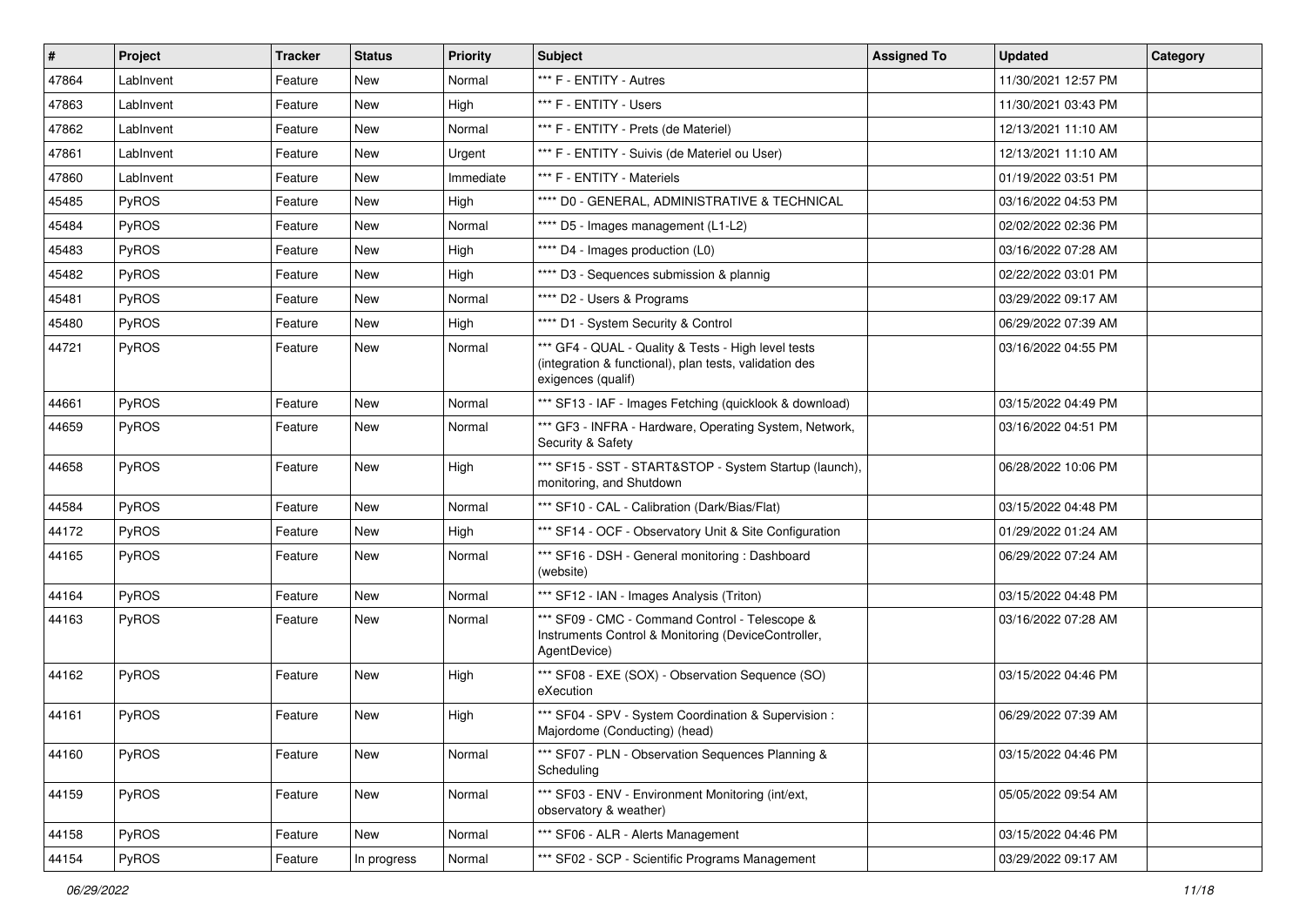| # | Project | Tracker | Status | Priority | Subject | Assigned To | Updated | Category |
|---|---|---|---|---|---|---|---|---|
| 47864 | LabInvent | Feature | New | Normal | *** F - ENTITY - Autres | | 11/30/2021 12:57 PM | |
| 47863 | LabInvent | Feature | New | High | *** F - ENTITY - Users | | 11/30/2021 03:43 PM | |
| 47862 | LabInvent | Feature | New | Normal | *** F - ENTITY - Prets (de Materiel) | | 12/13/2021 11:10 AM | |
| 47861 | LabInvent | Feature | New | Urgent | *** F - ENTITY - Suivis (de Materiel ou User) | | 12/13/2021 11:10 AM | |
| 47860 | LabInvent | Feature | New | Immediate | *** F - ENTITY - Materiels | | 01/19/2022 03:51 PM | |
| 45485 | PyROS | Feature | New | High | **** D0 - GENERAL, ADMINISTRATIVE & TECHNICAL | | 03/16/2022 04:53 PM | |
| 45484 | PyROS | Feature | New | Normal | **** D5 - Images management (L1-L2) | | 02/02/2022 02:36 PM | |
| 45483 | PyROS | Feature | New | High | **** D4 - Images production (L0) | | 03/16/2022 07:28 AM | |
| 45482 | PyROS | Feature | New | High | **** D3 - Sequences submission & plannig | | 02/22/2022 03:01 PM | |
| 45481 | PyROS | Feature | New | Normal | **** D2 - Users & Programs | | 03/29/2022 09:17 AM | |
| 45480 | PyROS | Feature | New | High | **** D1 - System Security & Control | | 06/29/2022 07:39 AM | |
| 44721 | PyROS | Feature | New | Normal | *** GF4 - QUAL - Quality & Tests - High level tests (integration & functional), plan tests, validation des exigences (qualif) | | 03/16/2022 04:55 PM | |
| 44661 | PyROS | Feature | New | Normal | *** SF13 - IAF - Images Fetching (quicklook & download) | | 03/15/2022 04:49 PM | |
| 44659 | PyROS | Feature | New | Normal | *** GF3 - INFRA - Hardware, Operating System, Network, Security & Safety | | 03/16/2022 04:51 PM | |
| 44658 | PyROS | Feature | New | High | *** SF15 - SST - START&STOP - System Startup (launch), monitoring, and Shutdown | | 06/28/2022 10:06 PM | |
| 44584 | PyROS | Feature | New | Normal | *** SF10 - CAL - Calibration (Dark/Bias/Flat) | | 03/15/2022 04:48 PM | |
| 44172 | PyROS | Feature | New | High | *** SF14 - OCF - Observatory Unit & Site Configuration | | 01/29/2022 01:24 AM | |
| 44165 | PyROS | Feature | New | Normal | *** SF16 - DSH - General monitoring : Dashboard (website) | | 06/29/2022 07:24 AM | |
| 44164 | PyROS | Feature | New | Normal | *** SF12 - IAN - Images Analysis (Triton) | | 03/15/2022 04:48 PM | |
| 44163 | PyROS | Feature | New | Normal | *** SF09 - CMC - Command Control - Telescope & Instruments Control & Monitoring (DeviceController, AgentDevice) | | 03/16/2022 07:28 AM | |
| 44162 | PyROS | Feature | New | High | *** SF08 - EXE (SOX) - Observation Sequence (SO) eXecution | | 03/15/2022 04:46 PM | |
| 44161 | PyROS | Feature | New | High | *** SF04 - SPV - System Coordination & Supervision : Majordome (Conducting) (head) | | 06/29/2022 07:39 AM | |
| 44160 | PyROS | Feature | New | Normal | *** SF07 - PLN - Observation Sequences Planning & Scheduling | | 03/15/2022 04:46 PM | |
| 44159 | PyROS | Feature | New | Normal | *** SF03 - ENV - Environment Monitoring (int/ext, observatory & weather) | | 05/05/2022 09:54 AM | |
| 44158 | PyROS | Feature | New | Normal | *** SF06 - ALR - Alerts Management | | 03/15/2022 04:46 PM | |
| 44154 | PyROS | Feature | In progress | Normal | *** SF02 - SCP - Scientific Programs Management | | 03/29/2022 09:17 AM | |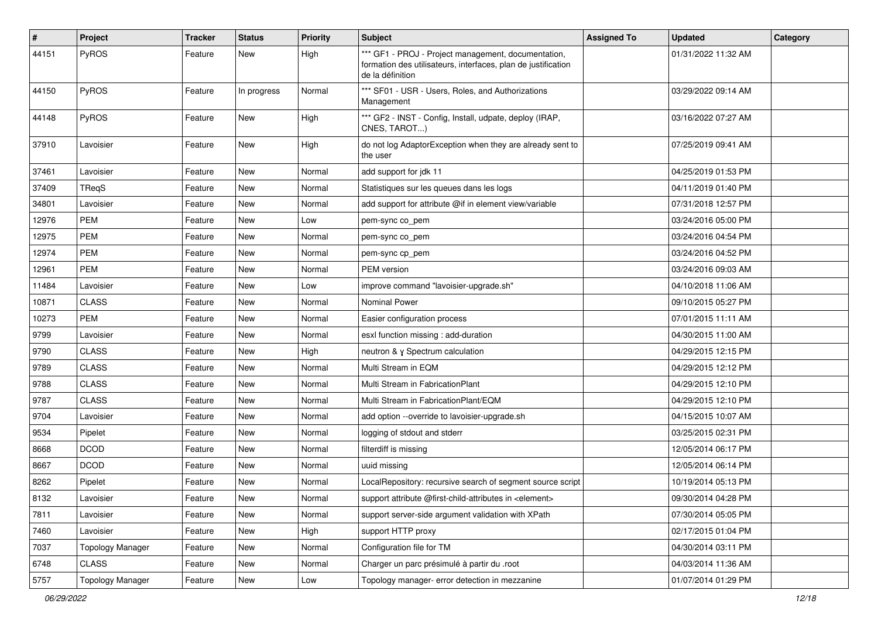| # | Project | Tracker | Status | Priority | Subject | Assigned To | Updated | Category |
|---|---|---|---|---|---|---|---|---|
| 44151 | PyROS | Feature | New | High | *** GF1 - PROJ - Project management, documentation, formation des utilisateurs, interfaces, plan de justification de la définition | | 01/31/2022 11:32 AM | |
| 44150 | PyROS | Feature | In progress | Normal | *** SF01 - USR - Users, Roles, and Authorizations Management | | 03/29/2022 09:14 AM | |
| 44148 | PyROS | Feature | New | High | *** GF2 - INST - Config, Install, udpate, deploy (IRAP, CNES, TAROT...) | | 03/16/2022 07:27 AM | |
| 37910 | Lavoisier | Feature | New | High | do not log AdaptorException when they are already sent to the user | | 07/25/2019 09:41 AM | |
| 37461 | Lavoisier | Feature | New | Normal | add support for jdk 11 | | 04/25/2019 01:53 PM | |
| 37409 | TReqS | Feature | New | Normal | Statistiques sur les queues dans les logs | | 04/11/2019 01:40 PM | |
| 34801 | Lavoisier | Feature | New | Normal | add support for attribute @if in element view/variable | | 07/31/2018 12:57 PM | |
| 12976 | PEM | Feature | New | Low | pem-sync co_pem | | 03/24/2016 05:00 PM | |
| 12975 | PEM | Feature | New | Normal | pem-sync co_pem | | 03/24/2016 04:54 PM | |
| 12974 | PEM | Feature | New | Normal | pem-sync cp_pem | | 03/24/2016 04:52 PM | |
| 12961 | PEM | Feature | New | Normal | PEM version | | 03/24/2016 09:03 AM | |
| 11484 | Lavoisier | Feature | New | Low | improve command "lavoisier-upgrade.sh" | | 04/10/2018 11:06 AM | |
| 10871 | CLASS | Feature | New | Normal | Nominal Power | | 09/10/2015 05:27 PM | |
| 10273 | PEM | Feature | New | Normal | Easier configuration process | | 07/01/2015 11:11 AM | |
| 9799 | Lavoisier | Feature | New | Normal | esxl function missing : add-duration | | 04/30/2015 11:00 AM | |
| 9790 | CLASS | Feature | New | High | neutron & γ Spectrum calculation | | 04/29/2015 12:15 PM | |
| 9789 | CLASS | Feature | New | Normal | Multi Stream in EQM | | 04/29/2015 12:12 PM | |
| 9788 | CLASS | Feature | New | Normal | Multi Stream in FabricationPlant | | 04/29/2015 12:10 PM | |
| 9787 | CLASS | Feature | New | Normal | Multi Stream in FabricationPlant/EQM | | 04/29/2015 12:10 PM | |
| 9704 | Lavoisier | Feature | New | Normal | add option --override to lavoisier-upgrade.sh | | 04/15/2015 10:07 AM | |
| 9534 | Pipelet | Feature | New | Normal | logging of stdout and stderr | | 03/25/2015 02:31 PM | |
| 8668 | DCOD | Feature | New | Normal | filterdiff is missing | | 12/05/2014 06:17 PM | |
| 8667 | DCOD | Feature | New | Normal | uuid missing | | 12/05/2014 06:14 PM | |
| 8262 | Pipelet | Feature | New | Normal | LocalRepository: recursive search of segment source script | | 10/19/2014 05:13 PM | |
| 8132 | Lavoisier | Feature | New | Normal | support attribute @first-child-attributes in <element> | | 09/30/2014 04:28 PM | |
| 7811 | Lavoisier | Feature | New | Normal | support server-side argument validation with XPath | | 07/30/2014 05:05 PM | |
| 7460 | Lavoisier | Feature | New | High | support HTTP proxy | | 02/17/2015 01:04 PM | |
| 7037 | Topology Manager | Feature | New | Normal | Configuration file for TM | | 04/30/2014 03:11 PM | |
| 6748 | CLASS | Feature | New | Normal | Charger un parc présimulé à partir du .root | | 04/03/2014 11:36 AM | |
| 5757 | Topology Manager | Feature | New | Low | Topology manager- error detection in mezzanine | | 01/07/2014 01:29 PM | |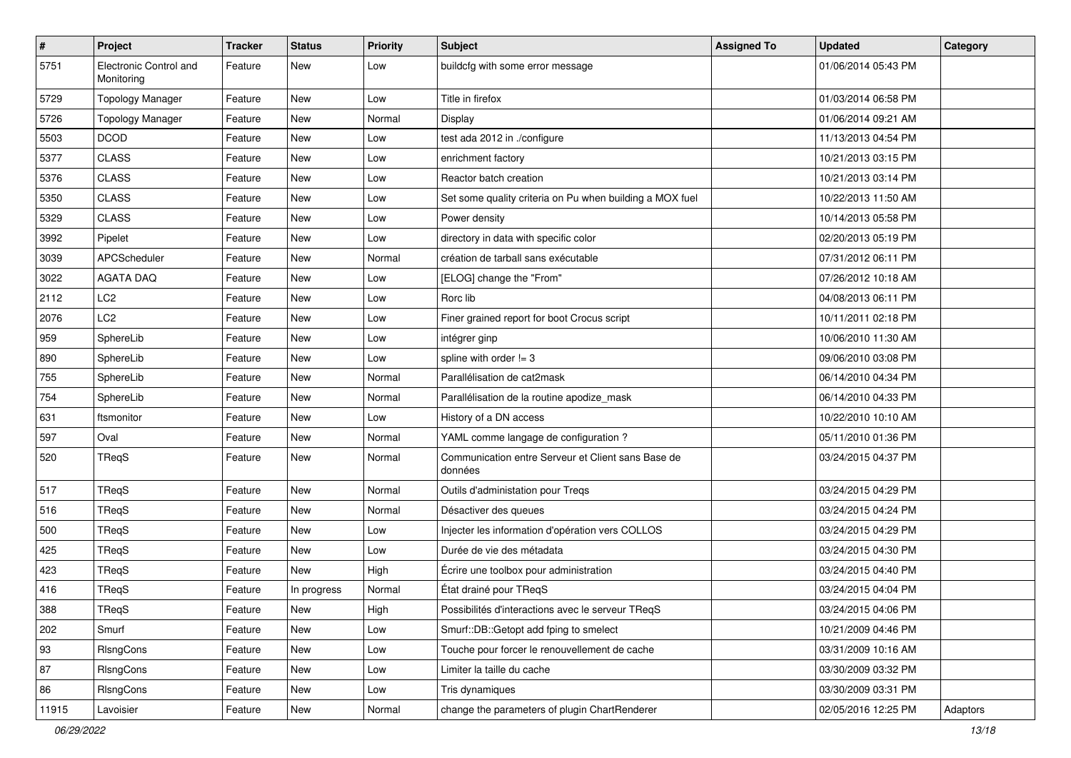| # | Project | Tracker | Status | Priority | Subject | Assigned To | Updated | Category |
|---|---|---|---|---|---|---|---|---|
| 5751 | Electronic Control and Monitoring | Feature | New | Low | buildcfg with some error message | | 01/06/2014 05:43 PM | |
| 5729 | Topology Manager | Feature | New | Low | Title in firefox | | 01/03/2014 06:58 PM | |
| 5726 | Topology Manager | Feature | New | Normal | Display | | 01/06/2014 09:21 AM | |
| 5503 | DCOD | Feature | New | Low | test ada 2012 in ./configure | | 11/13/2013 04:54 PM | |
| 5377 | CLASS | Feature | New | Low | enrichment factory | | 10/21/2013 03:15 PM | |
| 5376 | CLASS | Feature | New | Low | Reactor batch creation | | 10/21/2013 03:14 PM | |
| 5350 | CLASS | Feature | New | Low | Set some quality criteria on Pu when building a MOX fuel | | 10/22/2013 11:50 AM | |
| 5329 | CLASS | Feature | New | Low | Power density | | 10/14/2013 05:58 PM | |
| 3992 | Pipelet | Feature | New | Low | directory in data with specific color | | 02/20/2013 05:19 PM | |
| 3039 | APCScheduler | Feature | New | Normal | création de tarball sans exécutable | | 07/31/2012 06:11 PM | |
| 3022 | AGATA DAQ | Feature | New | Low | [ELOG] change the "From" | | 07/26/2012 10:18 AM | |
| 2112 | LC2 | Feature | New | Low | Rorc lib | | 04/08/2013 06:11 PM | |
| 2076 | LC2 | Feature | New | Low | Finer grained report for boot Crocus script | | 10/11/2011 02:18 PM | |
| 959 | SphereLib | Feature | New | Low | intégrer ginp | | 10/06/2010 11:30 AM | |
| 890 | SphereLib | Feature | New | Low | spline with order != 3 | | 09/06/2010 03:08 PM | |
| 755 | SphereLib | Feature | New | Normal | Parallélisation de cat2mask | | 06/14/2010 04:34 PM | |
| 754 | SphereLib | Feature | New | Normal | Parallélisation de la routine apodize_mask | | 06/14/2010 04:33 PM | |
| 631 | ftsmonitor | Feature | New | Low | History of a DN access | | 10/22/2010 10:10 AM | |
| 597 | Oval | Feature | New | Normal | YAML comme langage de configuration ? | | 05/11/2010 01:36 PM | |
| 520 | TReqS | Feature | New | Normal | Communication entre Serveur et Client sans Base de données | | 03/24/2015 04:37 PM | |
| 517 | TReqS | Feature | New | Normal | Outils d'administation pour Treqs | | 03/24/2015 04:29 PM | |
| 516 | TReqS | Feature | New | Normal | Désactiver des queues | | 03/24/2015 04:24 PM | |
| 500 | TReqS | Feature | New | Low | Injecter les information d'opération vers COLLOS | | 03/24/2015 04:29 PM | |
| 425 | TReqS | Feature | New | Low | Durée de vie des métadata | | 03/24/2015 04:30 PM | |
| 423 | TReqS | Feature | New | High | Écrire une toolbox pour administration | | 03/24/2015 04:40 PM | |
| 416 | TReqS | Feature | In progress | Normal | État drainé pour TReqS | | 03/24/2015 04:04 PM | |
| 388 | TReqS | Feature | New | High | Possibilités d'interactions avec le serveur TReqS | | 03/24/2015 04:06 PM | |
| 202 | Smurf | Feature | New | Low | Smurf::DB::Getopt add fping to smelect | | 10/21/2009 04:46 PM | |
| 93 | RlsngCons | Feature | New | Low | Touche pour forcer le renouvellement de cache | | 03/31/2009 10:16 AM | |
| 87 | RlsngCons | Feature | New | Low | Limiter la taille du cache | | 03/30/2009 03:32 PM | |
| 86 | RlsngCons | Feature | New | Low | Tris dynamiques | | 03/30/2009 03:31 PM | |
| 11915 | Lavoisier | Feature | New | Normal | change the parameters of plugin ChartRenderer | | 02/05/2016 12:25 PM | Adaptors |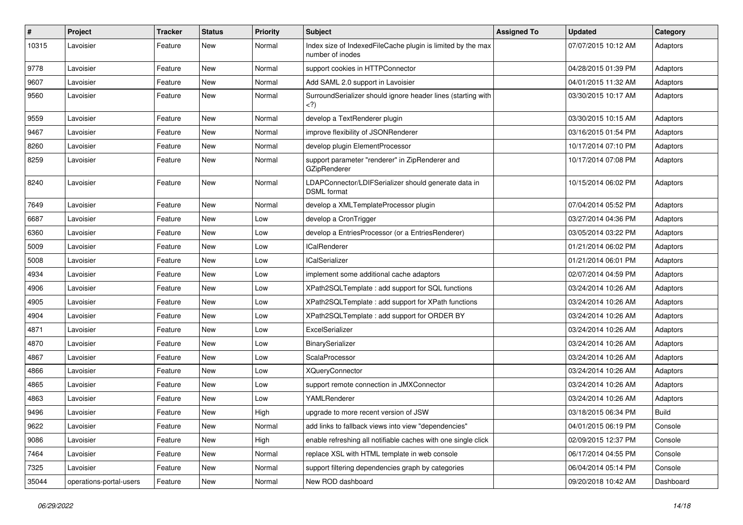| # | Project | Tracker | Status | Priority | Subject | Assigned To | Updated | Category |
|---|---|---|---|---|---|---|---|---|
| 10315 | Lavoisier | Feature | New | Normal | Index size of IndexedFileCache plugin is limited by the max number of inodes | | 07/07/2015 10:12 AM | Adaptors |
| 9778 | Lavoisier | Feature | New | Normal | support cookies in HTTPConnector | | 04/28/2015 01:39 PM | Adaptors |
| 9607 | Lavoisier | Feature | New | Normal | Add SAML 2.0 support in Lavoisier | | 04/01/2015 11:32 AM | Adaptors |
| 9560 | Lavoisier | Feature | New | Normal | SurroundSerializer should ignore header lines (starting with <?) | | 03/30/2015 10:17 AM | Adaptors |
| 9559 | Lavoisier | Feature | New | Normal | develop a TextRenderer plugin | | 03/30/2015 10:15 AM | Adaptors |
| 9467 | Lavoisier | Feature | New | Normal | improve flexibility of JSONRenderer | | 03/16/2015 01:54 PM | Adaptors |
| 8260 | Lavoisier | Feature | New | Normal | develop plugin ElementProcessor | | 10/17/2014 07:10 PM | Adaptors |
| 8259 | Lavoisier | Feature | New | Normal | support parameter "renderer" in ZipRenderer and GZipRenderer | | 10/17/2014 07:08 PM | Adaptors |
| 8240 | Lavoisier | Feature | New | Normal | LDAPConnector/LDIFSerializer should generate data in DSML format | | 10/15/2014 06:02 PM | Adaptors |
| 7649 | Lavoisier | Feature | New | Normal | develop a XMLTemplateProcessor plugin | | 07/04/2014 05:52 PM | Adaptors |
| 6687 | Lavoisier | Feature | New | Low | develop a CronTrigger | | 03/27/2014 04:36 PM | Adaptors |
| 6360 | Lavoisier | Feature | New | Low | develop a EntriesProcessor (or a EntriesRenderer) | | 03/05/2014 03:22 PM | Adaptors |
| 5009 | Lavoisier | Feature | New | Low | ICalRenderer | | 01/21/2014 06:02 PM | Adaptors |
| 5008 | Lavoisier | Feature | New | Low | ICalSerializer | | 01/21/2014 06:01 PM | Adaptors |
| 4934 | Lavoisier | Feature | New | Low | implement some additional cache adaptors | | 02/07/2014 04:59 PM | Adaptors |
| 4906 | Lavoisier | Feature | New | Low | XPath2SQLTemplate : add support for SQL functions | | 03/24/2014 10:26 AM | Adaptors |
| 4905 | Lavoisier | Feature | New | Low | XPath2SQLTemplate : add support for XPath functions | | 03/24/2014 10:26 AM | Adaptors |
| 4904 | Lavoisier | Feature | New | Low | XPath2SQLTemplate : add support for ORDER BY | | 03/24/2014 10:26 AM | Adaptors |
| 4871 | Lavoisier | Feature | New | Low | ExcelSerializer | | 03/24/2014 10:26 AM | Adaptors |
| 4870 | Lavoisier | Feature | New | Low | BinarySerializer | | 03/24/2014 10:26 AM | Adaptors |
| 4867 | Lavoisier | Feature | New | Low | ScalaProcessor | | 03/24/2014 10:26 AM | Adaptors |
| 4866 | Lavoisier | Feature | New | Low | XQueryConnector | | 03/24/2014 10:26 AM | Adaptors |
| 4865 | Lavoisier | Feature | New | Low | support remote connection in JMXConnector | | 03/24/2014 10:26 AM | Adaptors |
| 4863 | Lavoisier | Feature | New | Low | YAMLRenderer | | 03/24/2014 10:26 AM | Adaptors |
| 9496 | Lavoisier | Feature | New | High | upgrade to more recent version of JSW | | 03/18/2015 06:34 PM | Build |
| 9622 | Lavoisier | Feature | New | Normal | add links to fallback views into view "dependencies" | | 04/01/2015 06:19 PM | Console |
| 9086 | Lavoisier | Feature | New | High | enable refreshing all notifiable caches with one single click | | 02/09/2015 12:37 PM | Console |
| 7464 | Lavoisier | Feature | New | Normal | replace XSL with HTML template in web console | | 06/17/2014 04:55 PM | Console |
| 7325 | Lavoisier | Feature | New | Normal | support filtering dependencies graph by categories | | 06/04/2014 05:14 PM | Console |
| 35044 | operations-portal-users | Feature | New | Normal | New ROD dashboard | | 09/20/2018 10:42 AM | Dashboard |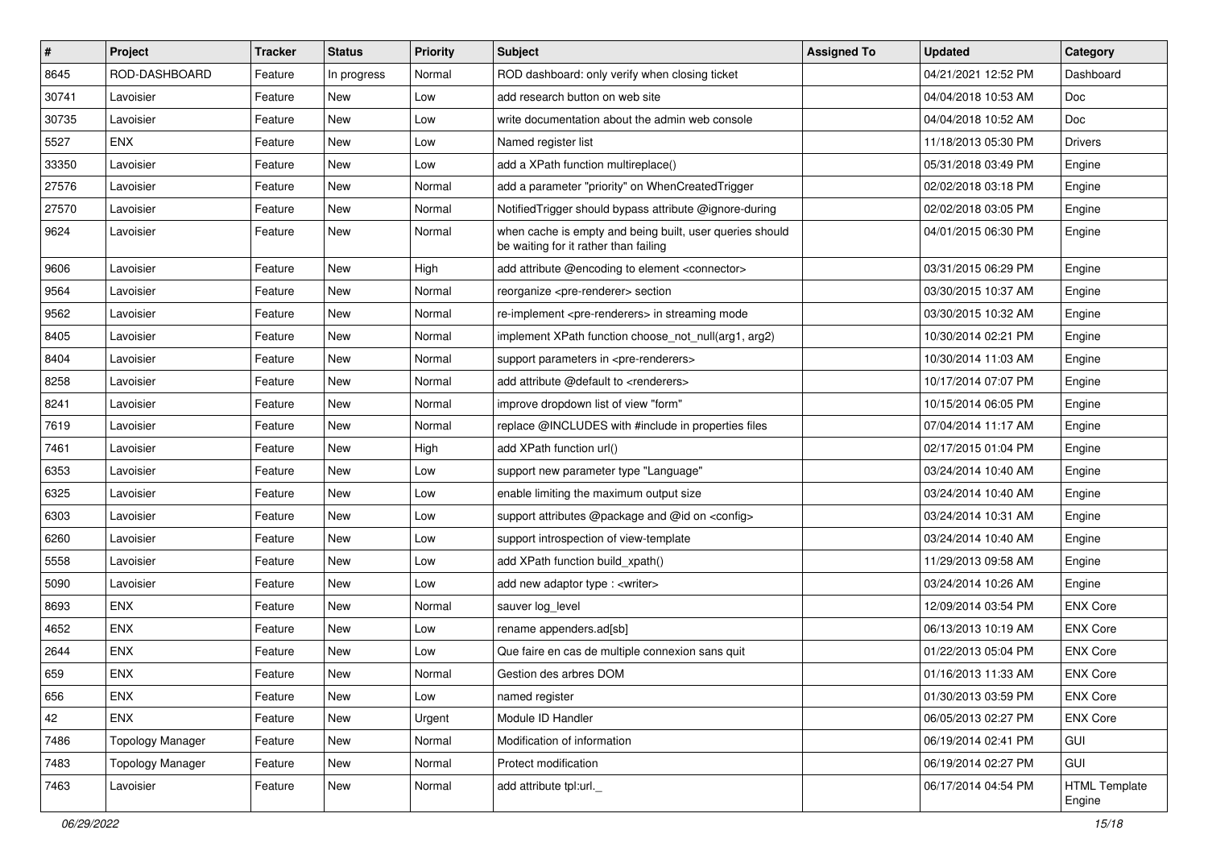| # | Project | Tracker | Status | Priority | Subject | Assigned To | Updated | Category |
|---|---|---|---|---|---|---|---|---|
| 8645 | ROD-DASHBOARD | Feature | In progress | Normal | ROD dashboard: only verify when closing ticket | | 04/21/2021 12:52 PM | Dashboard |
| 30741 | Lavoisier | Feature | New | Low | add research button on web site | | 04/04/2018 10:53 AM | Doc |
| 30735 | Lavoisier | Feature | New | Low | write documentation about the admin web console | | 04/04/2018 10:52 AM | Doc |
| 5527 | ENX | Feature | New | Low | Named register list | | 11/18/2013 05:30 PM | Drivers |
| 33350 | Lavoisier | Feature | New | Low | add a XPath function multireplace() | | 05/31/2018 03:49 PM | Engine |
| 27576 | Lavoisier | Feature | New | Normal | add a parameter "priority" on WhenCreatedTrigger | | 02/02/2018 03:18 PM | Engine |
| 27570 | Lavoisier | Feature | New | Normal | NotifiedTrigger should bypass attribute @ignore-during | | 02/02/2018 03:05 PM | Engine |
| 9624 | Lavoisier | Feature | New | Normal | when cache is empty and being built, user queries should be waiting for it rather than failing | | 04/01/2015 06:30 PM | Engine |
| 9606 | Lavoisier | Feature | New | High | add attribute @encoding to element <connector> | | 03/31/2015 06:29 PM | Engine |
| 9564 | Lavoisier | Feature | New | Normal | reorganize <pre-renderer> section | | 03/30/2015 10:37 AM | Engine |
| 9562 | Lavoisier | Feature | New | Normal | re-implement <pre-renderers> in streaming mode | | 03/30/2015 10:32 AM | Engine |
| 8405 | Lavoisier | Feature | New | Normal | implement XPath function choose_not_null(arg1, arg2) | | 10/30/2014 02:21 PM | Engine |
| 8404 | Lavoisier | Feature | New | Normal | support parameters in <pre-renderers> | | 10/30/2014 11:03 AM | Engine |
| 8258 | Lavoisier | Feature | New | Normal | add attribute @default to <renderers> | | 10/17/2014 07:07 PM | Engine |
| 8241 | Lavoisier | Feature | New | Normal | improve dropdown list of view "form" | | 10/15/2014 06:05 PM | Engine |
| 7619 | Lavoisier | Feature | New | Normal | replace @INCLUDES with #include in properties files | | 07/04/2014 11:17 AM | Engine |
| 7461 | Lavoisier | Feature | New | High | add XPath function url() | | 02/17/2015 01:04 PM | Engine |
| 6353 | Lavoisier | Feature | New | Low | support new parameter type "Language" | | 03/24/2014 10:40 AM | Engine |
| 6325 | Lavoisier | Feature | New | Low | enable limiting the maximum output size | | 03/24/2014 10:40 AM | Engine |
| 6303 | Lavoisier | Feature | New | Low | support attributes @package and @id on <config> | | 03/24/2014 10:31 AM | Engine |
| 6260 | Lavoisier | Feature | New | Low | support introspection of view-template | | 03/24/2014 10:40 AM | Engine |
| 5558 | Lavoisier | Feature | New | Low | add XPath function build_xpath() | | 11/29/2013 09:58 AM | Engine |
| 5090 | Lavoisier | Feature | New | Low | add new adaptor type : <writer> | | 03/24/2014 10:26 AM | Engine |
| 8693 | ENX | Feature | New | Normal | sauver log_level | | 12/09/2014 03:54 PM | ENX Core |
| 4652 | ENX | Feature | New | Low | rename appenders.ad[sb] | | 06/13/2013 10:19 AM | ENX Core |
| 2644 | ENX | Feature | New | Low | Que faire en cas de multiple connexion sans quit | | 01/22/2013 05:04 PM | ENX Core |
| 659 | ENX | Feature | New | Normal | Gestion des arbres DOM | | 01/16/2013 11:33 AM | ENX Core |
| 656 | ENX | Feature | New | Low | named register | | 01/30/2013 03:59 PM | ENX Core |
| 42 | ENX | Feature | New | Urgent | Module ID Handler | | 06/05/2013 02:27 PM | ENX Core |
| 7486 | Topology Manager | Feature | New | Normal | Modification of information | | 06/19/2014 02:41 PM | GUI |
| 7483 | Topology Manager | Feature | New | Normal | Protect modification | | 06/19/2014 02:27 PM | GUI |
| 7463 | Lavoisier | Feature | New | Normal | add attribute tpl:url._ | | 06/17/2014 04:54 PM | HTML Template Engine |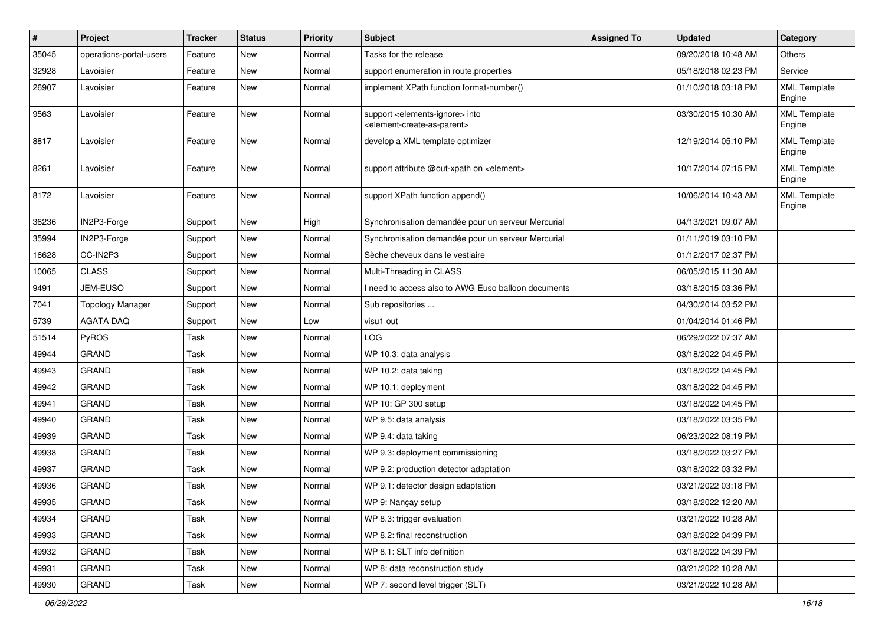| # | Project | Tracker | Status | Priority | Subject | Assigned To | Updated | Category |
|---|---|---|---|---|---|---|---|---|
| 35045 | operations-portal-users | Feature | New | Normal | Tasks for the release | | 09/20/2018 10:48 AM | Others |
| 32928 | Lavoisier | Feature | New | Normal | support enumeration in route.properties | | 05/18/2018 02:23 PM | Service |
| 26907 | Lavoisier | Feature | New | Normal | implement XPath function format-number() | | 01/10/2018 03:18 PM | XML Template Engine |
| 9563 | Lavoisier | Feature | New | Normal | support <elements-ignore> into <element-create-as-parent> | | 03/30/2015 10:30 AM | XML Template Engine |
| 8817 | Lavoisier | Feature | New | Normal | develop a XML template optimizer | | 12/19/2014 05:10 PM | XML Template Engine |
| 8261 | Lavoisier | Feature | New | Normal | support attribute @out-xpath on <element> | | 10/17/2014 07:15 PM | XML Template Engine |
| 8172 | Lavoisier | Feature | New | Normal | support XPath function append() | | 10/06/2014 10:43 AM | XML Template Engine |
| 36236 | IN2P3-Forge | Support | New | High | Synchronisation demandée pour un serveur Mercurial | | 04/13/2021 09:07 AM | |
| 35994 | IN2P3-Forge | Support | New | Normal | Synchronisation demandée pour un serveur Mercurial | | 01/11/2019 03:10 PM | |
| 16628 | CC-IN2P3 | Support | New | Normal | Sèche cheveux dans le vestiaire | | 01/12/2017 02:37 PM | |
| 10065 | CLASS | Support | New | Normal | Multi-Threading in CLASS | | 06/05/2015 11:30 AM | |
| 9491 | JEM-EUSO | Support | New | Normal | I need to access also to AWG Euso balloon documents | | 03/18/2015 03:36 PM | |
| 7041 | Topology Manager | Support | New | Normal | Sub repositories ... | | 04/30/2014 03:52 PM | |
| 5739 | AGATA DAQ | Support | New | Low | visu1 out | | 01/04/2014 01:46 PM | |
| 51514 | PyROS | Task | New | Normal | LOG | | 06/29/2022 07:37 AM | |
| 49944 | GRAND | Task | New | Normal | WP 10.3: data analysis | | 03/18/2022 04:45 PM | |
| 49943 | GRAND | Task | New | Normal | WP 10.2: data taking | | 03/18/2022 04:45 PM | |
| 49942 | GRAND | Task | New | Normal | WP 10.1: deployment | | 03/18/2022 04:45 PM | |
| 49941 | GRAND | Task | New | Normal | WP 10: GP 300 setup | | 03/18/2022 04:45 PM | |
| 49940 | GRAND | Task | New | Normal | WP 9.5: data analysis | | 03/18/2022 03:35 PM | |
| 49939 | GRAND | Task | New | Normal | WP 9.4: data taking | | 06/23/2022 08:19 PM | |
| 49938 | GRAND | Task | New | Normal | WP 9.3: deployment commissioning | | 03/18/2022 03:27 PM | |
| 49937 | GRAND | Task | New | Normal | WP 9.2: production detector adaptation | | 03/18/2022 03:32 PM | |
| 49936 | GRAND | Task | New | Normal | WP 9.1: detector design adaptation | | 03/21/2022 03:18 PM | |
| 49935 | GRAND | Task | New | Normal | WP 9: Nançay setup | | 03/18/2022 12:20 AM | |
| 49934 | GRAND | Task | New | Normal | WP 8.3: trigger evaluation | | 03/21/2022 10:28 AM | |
| 49933 | GRAND | Task | New | Normal | WP 8.2: final reconstruction | | 03/18/2022 04:39 PM | |
| 49932 | GRAND | Task | New | Normal | WP 8.1: SLT info definition | | 03/18/2022 04:39 PM | |
| 49931 | GRAND | Task | New | Normal | WP 8: data reconstruction study | | 03/21/2022 10:28 AM | |
| 49930 | GRAND | Task | New | Normal | WP 7: second level trigger (SLT) | | 03/21/2022 10:28 AM | |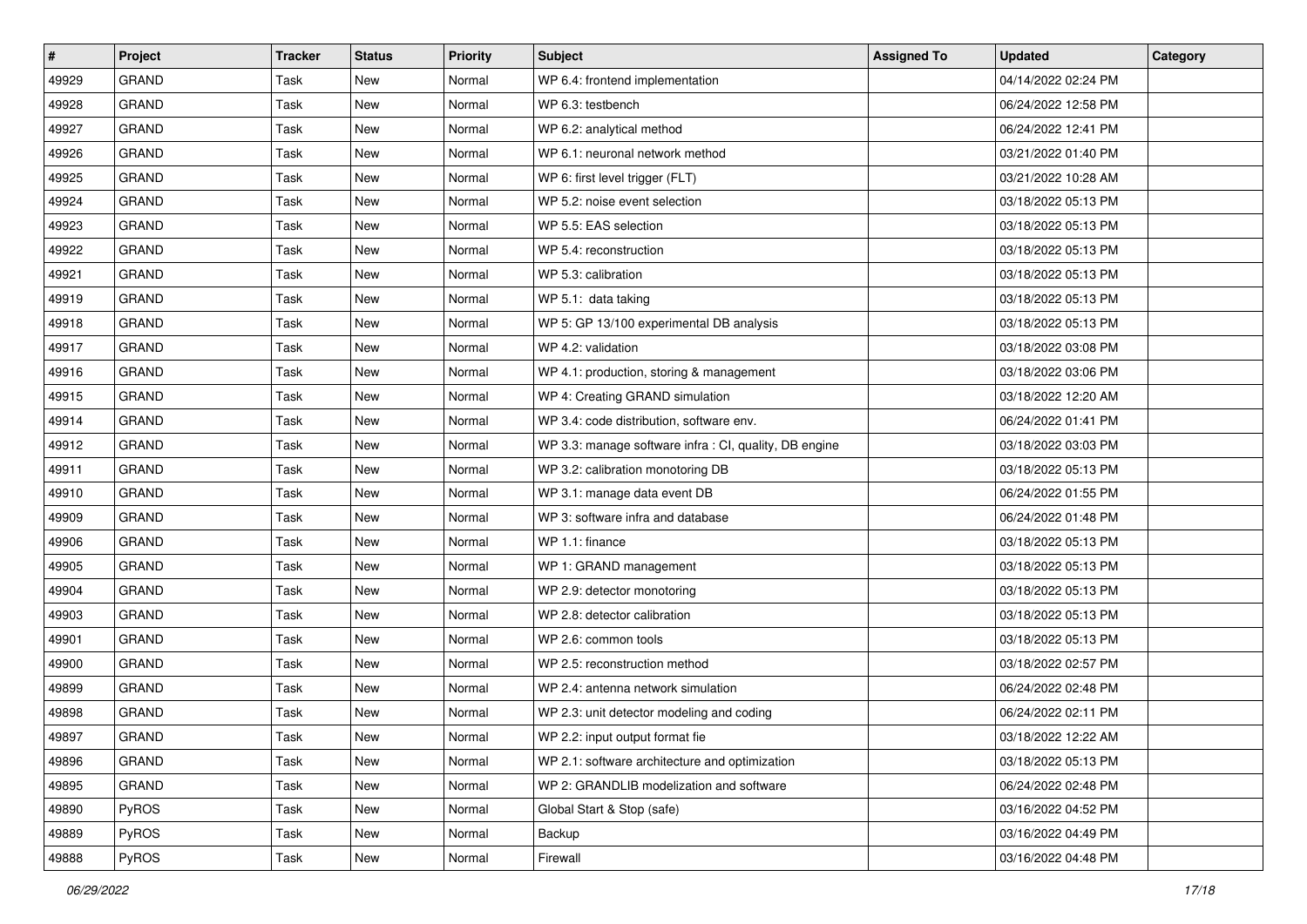| # | Project | Tracker | Status | Priority | Subject | Assigned To | Updated | Category |
|---|---|---|---|---|---|---|---|---|
| 49929 | GRAND | Task | New | Normal | WP 6.4: frontend implementation | | 04/14/2022 02:24 PM | |
| 49928 | GRAND | Task | New | Normal | WP 6.3: testbench | | 06/24/2022 12:58 PM | |
| 49927 | GRAND | Task | New | Normal | WP 6.2: analytical method | | 06/24/2022 12:41 PM | |
| 49926 | GRAND | Task | New | Normal | WP 6.1: neuronal network method | | 03/21/2022 01:40 PM | |
| 49925 | GRAND | Task | New | Normal | WP 6: first level trigger (FLT) | | 03/21/2022 10:28 AM | |
| 49924 | GRAND | Task | New | Normal | WP 5.2: noise event selection | | 03/18/2022 05:13 PM | |
| 49923 | GRAND | Task | New | Normal | WP 5.5: EAS selection | | 03/18/2022 05:13 PM | |
| 49922 | GRAND | Task | New | Normal | WP 5.4: reconstruction | | 03/18/2022 05:13 PM | |
| 49921 | GRAND | Task | New | Normal | WP 5.3: calibration | | 03/18/2022 05:13 PM | |
| 49919 | GRAND | Task | New | Normal | WP 5.1: data taking | | 03/18/2022 05:13 PM | |
| 49918 | GRAND | Task | New | Normal | WP 5: GP 13/100 experimental DB analysis | | 03/18/2022 05:13 PM | |
| 49917 | GRAND | Task | New | Normal | WP 4.2: validation | | 03/18/2022 03:08 PM | |
| 49916 | GRAND | Task | New | Normal | WP 4.1: production, storing & management | | 03/18/2022 03:06 PM | |
| 49915 | GRAND | Task | New | Normal | WP 4: Creating GRAND simulation | | 03/18/2022 12:20 AM | |
| 49914 | GRAND | Task | New | Normal | WP 3.4: code distribution, software env. | | 06/24/2022 01:41 PM | |
| 49912 | GRAND | Task | New | Normal | WP 3.3: manage software infra : CI, quality, DB engine | | 03/18/2022 03:03 PM | |
| 49911 | GRAND | Task | New | Normal | WP 3.2: calibration monotoring DB | | 03/18/2022 05:13 PM | |
| 49910 | GRAND | Task | New | Normal | WP 3.1: manage data event DB | | 06/24/2022 01:55 PM | |
| 49909 | GRAND | Task | New | Normal | WP 3: software infra and database | | 06/24/2022 01:48 PM | |
| 49906 | GRAND | Task | New | Normal | WP 1.1: finance | | 03/18/2022 05:13 PM | |
| 49905 | GRAND | Task | New | Normal | WP 1: GRAND management | | 03/18/2022 05:13 PM | |
| 49904 | GRAND | Task | New | Normal | WP 2.9: detector monotoring | | 03/18/2022 05:13 PM | |
| 49903 | GRAND | Task | New | Normal | WP 2.8: detector calibration | | 03/18/2022 05:13 PM | |
| 49901 | GRAND | Task | New | Normal | WP 2.6: common tools | | 03/18/2022 05:13 PM | |
| 49900 | GRAND | Task | New | Normal | WP 2.5: reconstruction method | | 03/18/2022 02:57 PM | |
| 49899 | GRAND | Task | New | Normal | WP 2.4: antenna network simulation | | 06/24/2022 02:48 PM | |
| 49898 | GRAND | Task | New | Normal | WP 2.3: unit detector modeling and coding | | 06/24/2022 02:11 PM | |
| 49897 | GRAND | Task | New | Normal | WP 2.2: input output format fie | | 03/18/2022 12:22 AM | |
| 49896 | GRAND | Task | New | Normal | WP 2.1: software architecture and optimization | | 03/18/2022 05:13 PM | |
| 49895 | GRAND | Task | New | Normal | WP 2: GRANDLIB modelization and software | | 06/24/2022 02:48 PM | |
| 49890 | PyROS | Task | New | Normal | Global Start & Stop (safe) | | 03/16/2022 04:52 PM | |
| 49889 | PyROS | Task | New | Normal | Backup | | 03/16/2022 04:49 PM | |
| 49888 | PyROS | Task | New | Normal | Firewall | | 03/16/2022 04:48 PM | |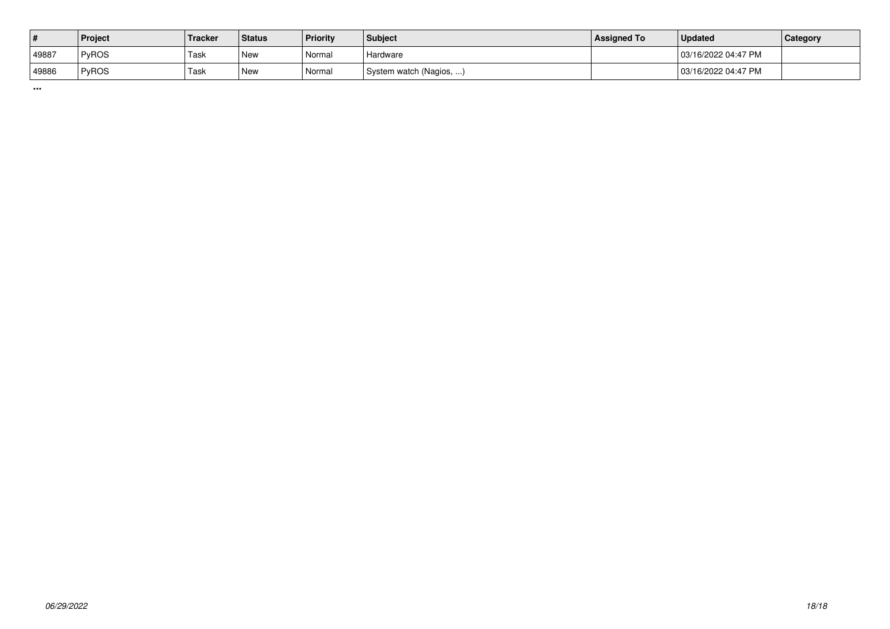| # | Project | Tracker | Status | Priority | Subject | Assigned To | Updated | Category |
|---|---|---|---|---|---|---|---|---|
| 49887 | PyROS | Task | New | Normal | Hardware | | 03/16/2022 04:47 PM | |
| 49886 | PyROS | Task | New | Normal | System watch (Nagios, ...) | | 03/16/2022 04:47 PM | |

...